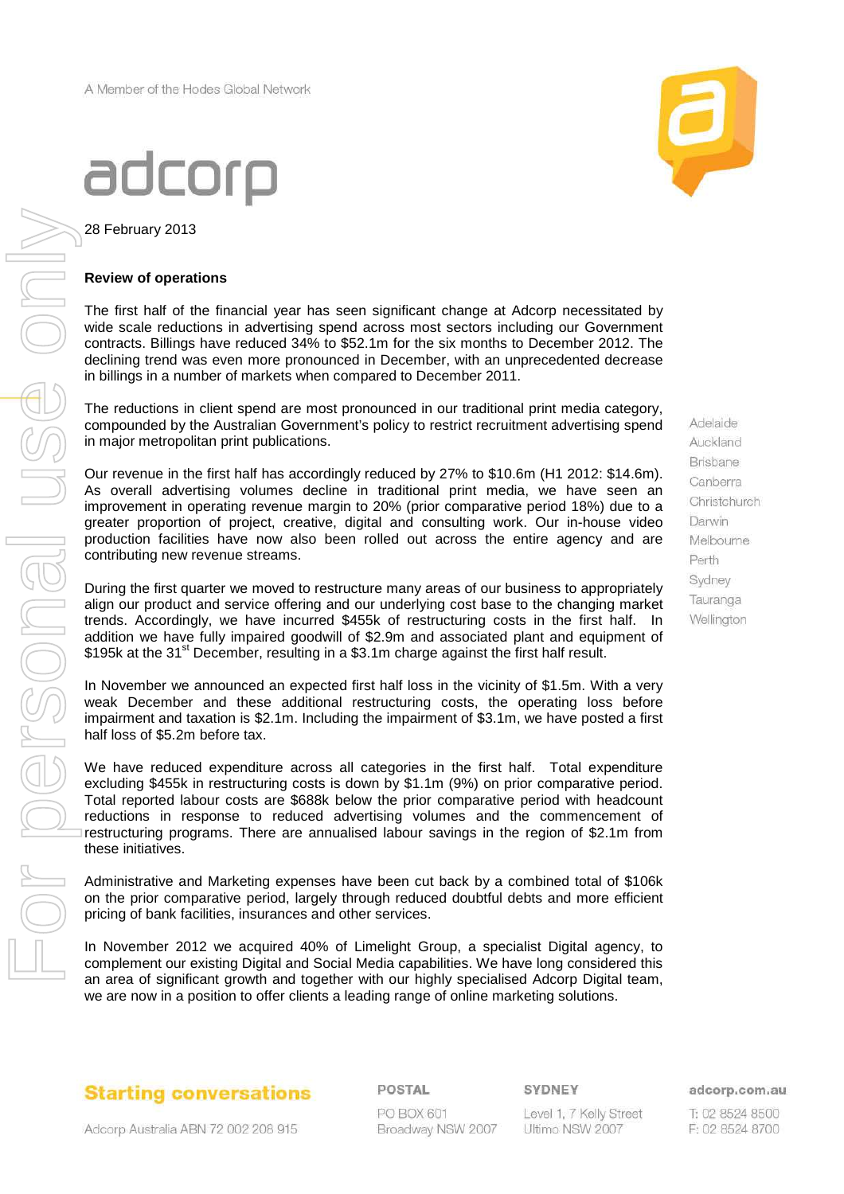A Member of the Hodes Global Network

adcorp

28 February 2013

**Review of operations**

The first half of the financial year has seen significant change at Adcorp necessitated by wide scale reductions in advertising spend across most sectors including our Government contracts. Billings have reduced 34% to $52.1m for the six months to December 2012. The declining trend was even more pronounced in December, with an unprecedented decrease in billings in a number of markets when compared to December 2011.

The reductions in client spend are most pronounced in our traditional print media category, compounded by the Australian Government's policy to restrict recruitment advertising spend in major metropolitan print publications.

Our revenue in the first half has accordingly reduced by 27% to $10.6m (H1 2012: $14.6m). As overall advertising volumes decline in traditional print media, we have seen an improvement in operating revenue margin to 20% (prior comparative period 18%) due to a greater proportion of project, creative, digital and consulting work. Our in-house video production facilities have now also been rolled out across the entire agency and are contributing new revenue streams.

During the first quarter we moved to restructure many areas of our business to appropriately align our product and service offering and our underlying cost base to the changing market trends. Accordingly, we have incurred $455k of restructuring costs in the first half. In addition we have fully impaired goodwill of $2.9m and associated plant and equipment of $195k at the 31st December, resulting in a $3.1m charge against the first half result.

In November we announced an expected first half loss in the vicinity of $1.5m. With a very weak December and these additional restructuring costs, the operating loss before impairment and taxation is $2.1m. Including the impairment of $3.1m, we have posted a first half loss of $5.2m before tax.

We have reduced expenditure across all categories in the first half. Total expenditure excluding $455k in restructuring costs is down by $1.1m (9%) on prior comparative period. Total reported labour costs are $688k below the prior comparative period with headcount reductions in response to reduced advertising volumes and the commencement of restructuring programs. There are annualised labour savings in the region of $2.1m from these initiatives.

Administrative and Marketing expenses have been cut back by a combined total of $106k on the prior comparative period, largely through reduced doubtful debts and more efficient pricing of bank facilities, insurances and other services.

In November 2012 we acquired 40% of Limelight Group, a specialist Digital agency, to complement our existing Digital and Social Media capabilities. We have long considered this an area of significant growth and together with our highly specialised Adcorp Digital team, we are now in a position to offer clients a leading range of online marketing solutions.

Adelaide
Auckland
Brisbane
Canberra
Christchurch
Darwin
Melbourne
Perth
Sydney
Tauranga
Wellington

**Starting conversations**

Adcorp Australia ABN 72 002 208 915

POSTAL
PO BOX 601
Broadway NSW 2007

SYDNEY
Level 1, 7 Kelly Street
Ultimo NSW 2007

adcorp.com.au
T: 02 8524 8500
F: 02 8524 8700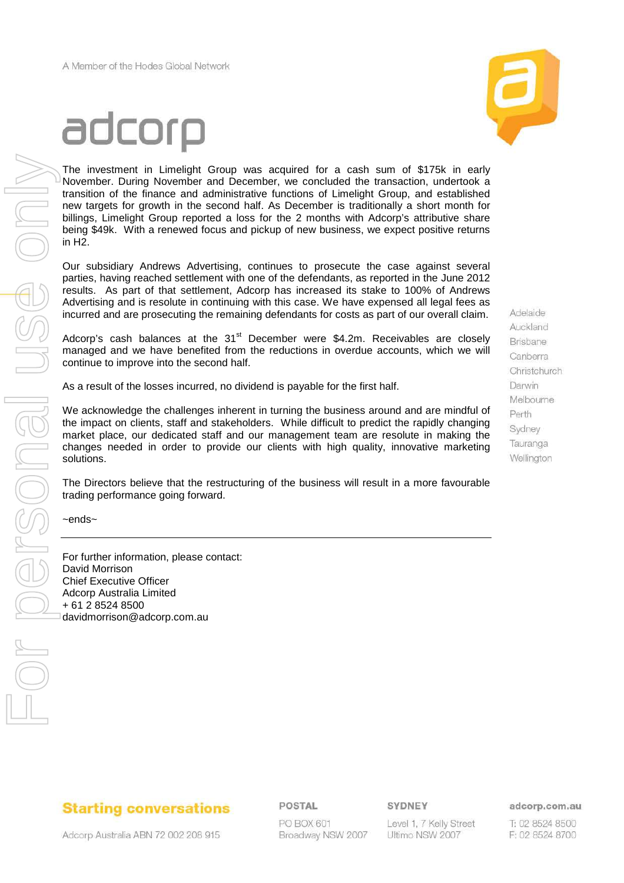The investment in Limelight Group was acquired for a cash sum of $175k in early November. During November and December, we concluded the transaction, undertook a transition of the finance and administrative functions of Limelight Group, and established new targets for growth in the second half. As December is traditionally a short month for billings, Limelight Group reported a loss for the 2 months with Adcorp's attributive share being $49k. With a renewed focus and pickup of new business, we expect positive returns in H2.

Our subsidiary Andrews Advertising, continues to prosecute the case against several parties, having reached settlement with one of the defendants, as reported in the June 2012 results. As part of that settlement, Adcorp has increased its stake to 100% of Andrews Advertising and is resolute in continuing with this case. We have expensed all legal fees as incurred and are prosecuting the remaining defendants for costs as part of our overall claim.

Adcorp's cash balances at the 31st December were $4.2m. Receivables are closely managed and we have benefited from the reductions in overdue accounts, which we will continue to improve into the second half.

As a result of the losses incurred, no dividend is payable for the first half.

We acknowledge the challenges inherent in turning the business around and are mindful of the impact on clients, staff and stakeholders. While difficult to predict the rapidly changing market place, our dedicated staff and our management team are resolute in making the changes needed in order to provide our clients with high quality, innovative marketing solutions.

The Directors believe that the restructuring of the business will result in a more favourable trading performance going forward.

~ends~

---

For further information, please contact:
David Morrison
Chief Executive Officer
Adcorp Australia Limited
+ 61 2 8524 8500
davidmorrison@adcorp.com.au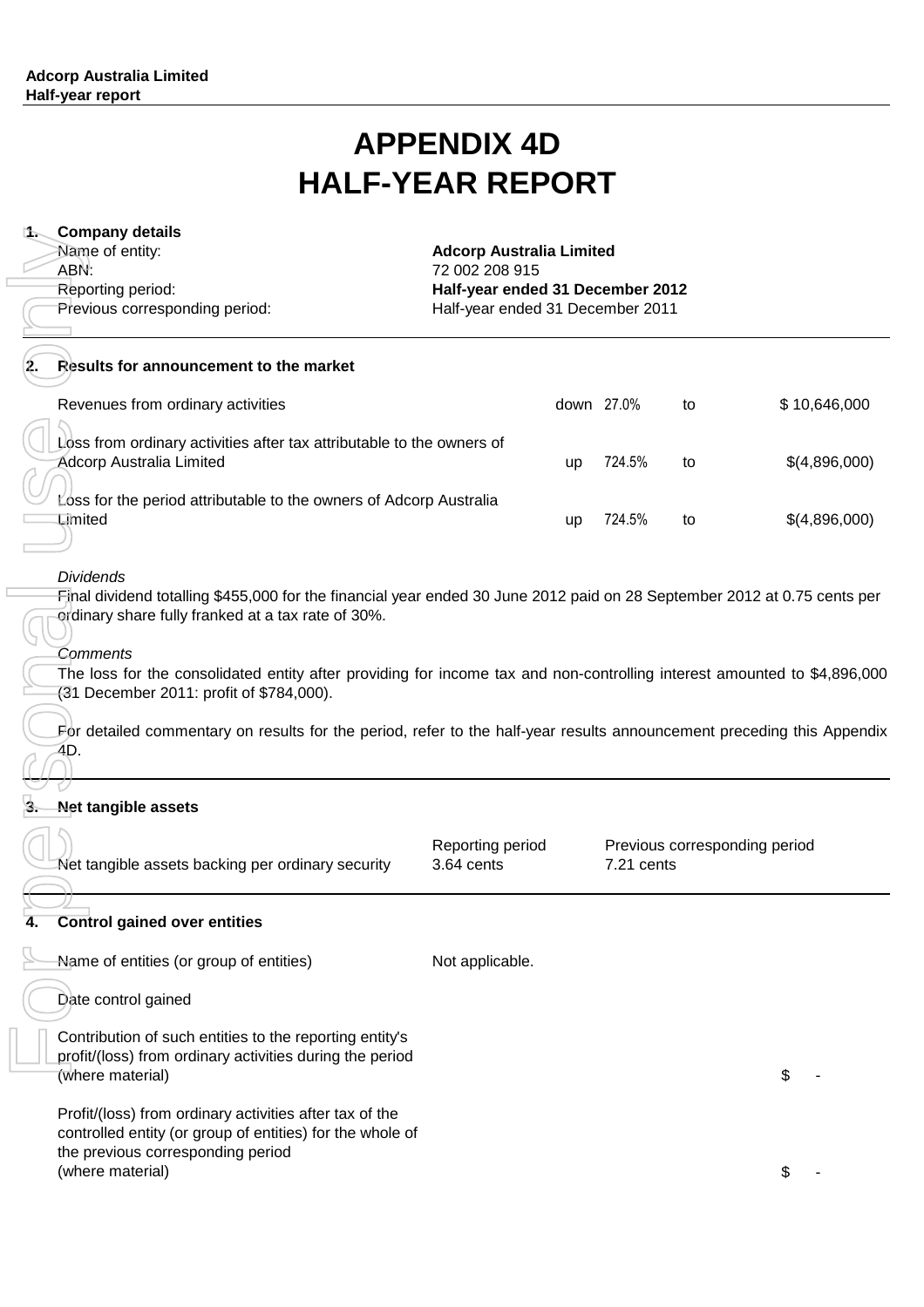# APPENDIX 4D
# HALF-YEAR REPORT

## 1. Company details

| | |
|---|---|
| Name of entity: | **Adcorp Australia Limited** |
| ABN: | 72 002 208 915 |
| Reporting period: | **Half-year ended 31 December 2012** |
| Previous corresponding period: | Half-year ended 31 December 2011 |

## 2. Results for announcement to the market

| | | | | |
|---|---|---|---|---|
| Revenues from ordinary activities | down | 27.0% | to | $ 10,646,000 |
| Loss from ordinary activities after tax attributable to the owners of Adcorp Australia Limited | up | 724.5% | to | $(4,896,000) |
| Loss for the period attributable to the owners of Adcorp Australia Limited | up | 724.5% | to | $(4,896,000) |

*Dividends*

Final dividend totalling $455,000 for the financial year ended 30 June 2012 paid on 28 September 2012 at 0.75 cents per ordinary share fully franked at a tax rate of 30%.

*Comments*

The loss for the consolidated entity after providing for income tax and non-controlling interest amounted to $4,896,000 (31 December 2011: profit of $784,000).

For detailed commentary on results for the period, refer to the half-year results announcement preceding this Appendix 4D.

## 3. Net tangible assets

| | Reporting period | Previous corresponding period |
|---|---|---|
| Net tangible assets backing per ordinary security | 3.64 cents | 7.21 cents |

## 4. Control gained over entities

| | | |
|---|---|---|
| Name of entities (or group of entities) | Not applicable. | |
| Date control gained | | |
| Contribution of such entities to the reporting entity's profit/(loss) from ordinary activities during the period (where material) | | $ - |
| Profit/(loss) from ordinary activities after tax of the controlled entity (or group of entities) for the whole of the previous corresponding period (where material) | | $ - |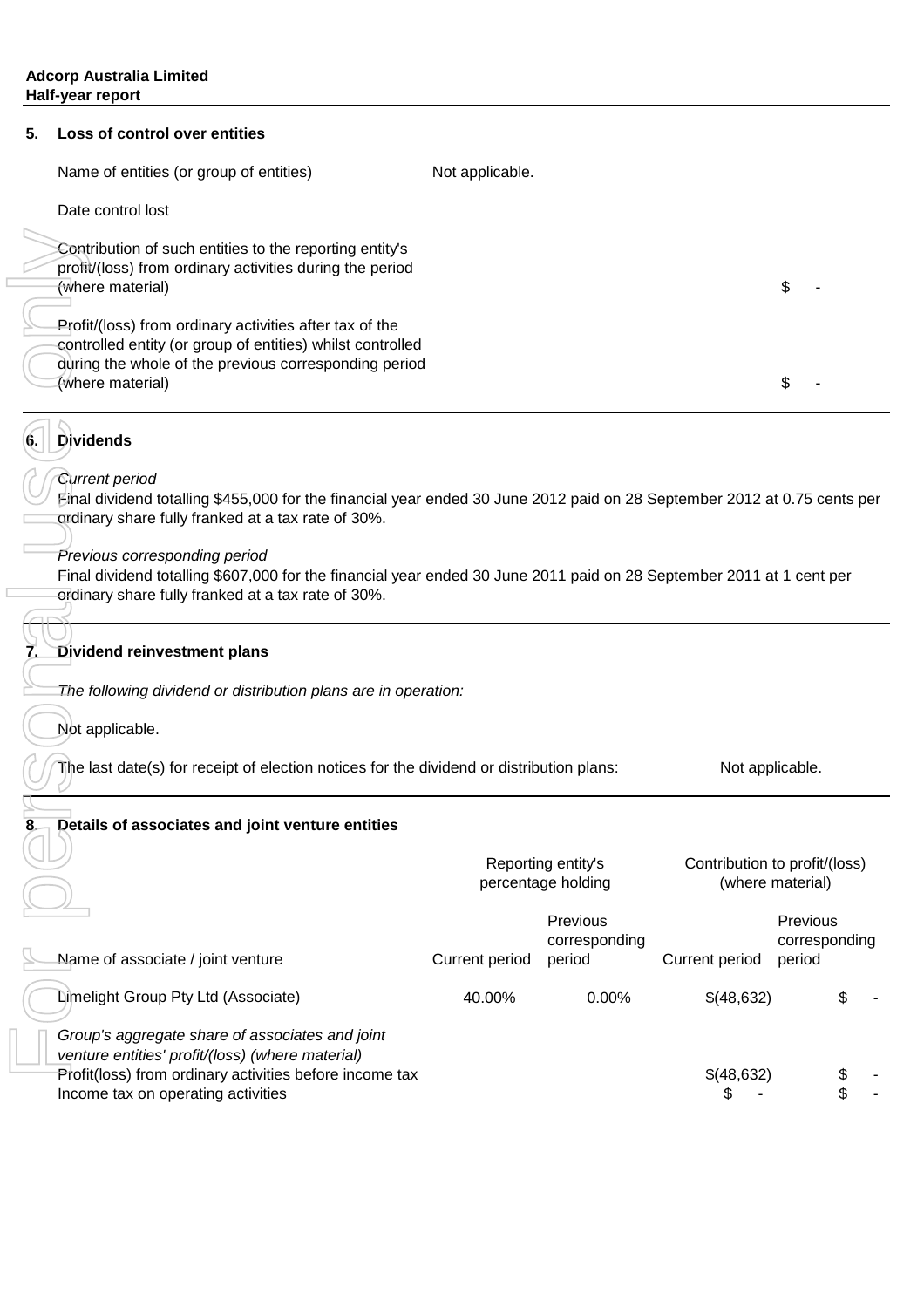## 5. Loss of control over entities

| | |
|---|---|
| Name of entities (or group of entities) | Not applicable. |
| Date control lost | |
| Contribution of such entities to the reporting entity's profit/(loss) from ordinary activities during the period (where material) | $ - |
| Profit/(loss) from ordinary activities after tax of the controlled entity (or group of entities) whilst controlled during the whole of the previous corresponding period (where material) | $ - |

## 6. Dividends

*Current period*
Final dividend totalling $455,000 for the financial year ended 30 June 2012 paid on 28 September 2012 at 0.75 cents per ordinary share fully franked at a tax rate of 30%.

*Previous corresponding period*
Final dividend totalling $607,000 for the financial year ended 30 June 2011 paid on 28 September 2011 at 1 cent per ordinary share fully franked at a tax rate of 30%.

## 7. Dividend reinvestment plans

*The following dividend or distribution plans are in operation:*

Not applicable.

The last date(s) for receipt of election notices for the dividend or distribution plans: Not applicable.

## 8. Details of associates and joint venture entities

| | Reporting entity's percentage holding | | Contribution to profit/(loss) (where material) | |
|---|---|---|---|---|
| Name of associate / joint venture | Current period | Previous corresponding period | Current period | Previous corresponding period |
| Limelight Group Pty Ltd (Associate) | 40.00% | 0.00% | $(48,632) | $ - |
| *Group's aggregate share of associates and joint venture entities' profit/(loss) (where material)* | | | | |
| Profit(loss) from ordinary activities before income tax | | | $(48,632) | $ - |
| Income tax on operating activities | | | $ - | $ - |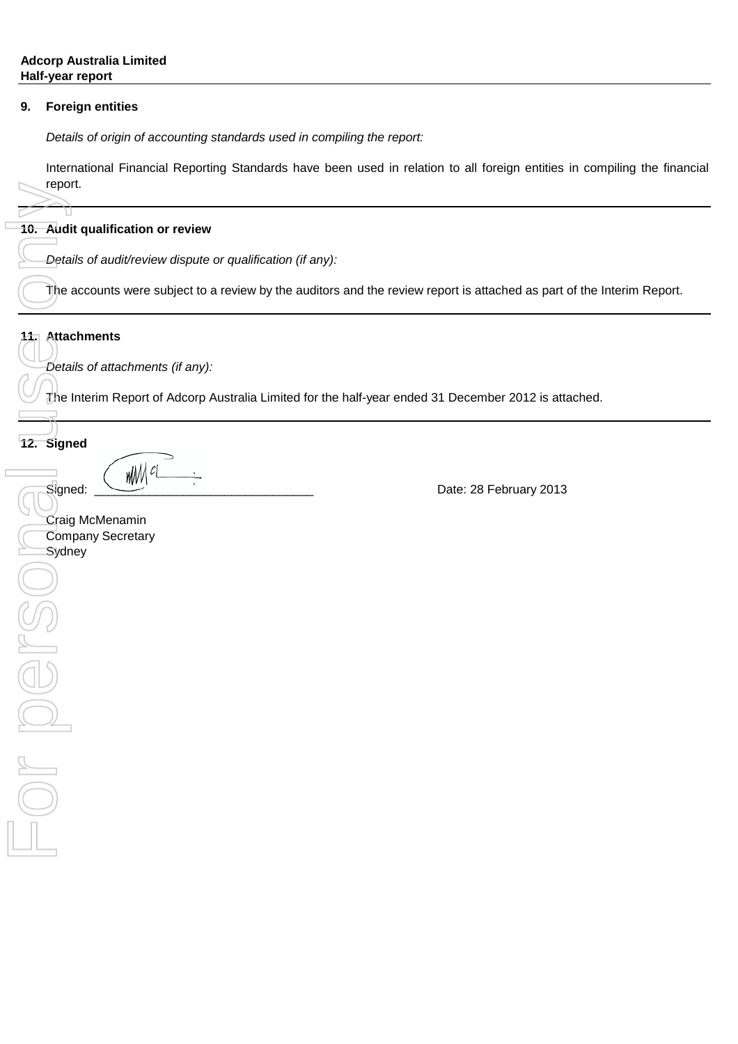**Adcorp Australia Limited**
**Half-year report**

**9. Foreign entities**

*Details of origin of accounting standards used in compiling the report:*

International Financial Reporting Standards have been used in relation to all foreign entities in compiling the financial report.

**10. Audit qualification or review**

*Details of audit/review dispute or qualification (if any):*

The accounts were subject to a review by the auditors and the review report is attached as part of the Interim Report.

**11. Attachments**

*Details of attachments (if any):*

The Interim Report of Adcorp Australia Limited for the half-year ended 31 December 2012 is attached.

**12. Signed**

Signed: ______________________________ Date: 28 February 2013

Craig McMenamin
Company Secretary
Sydney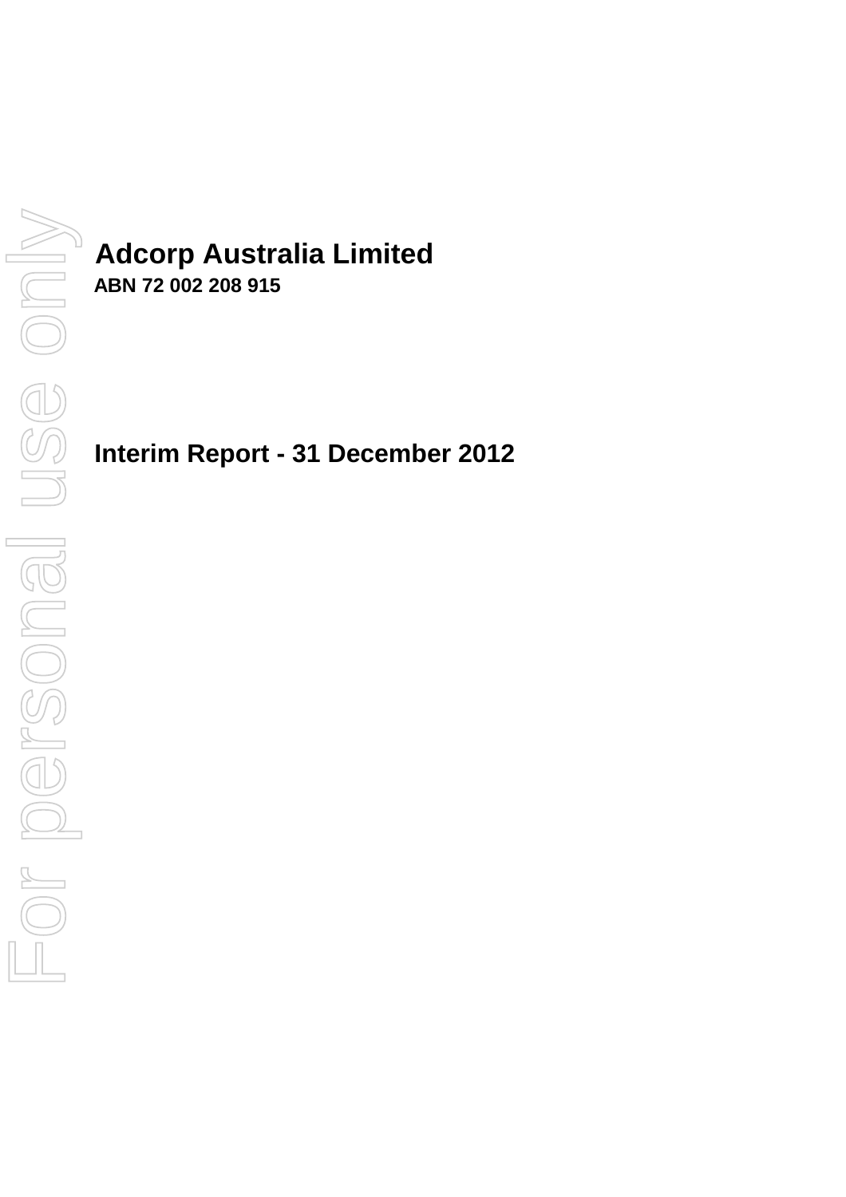# Adcorp Australia Limited

**ABN 72 002 208 915**

## Interim Report - 31 December 2012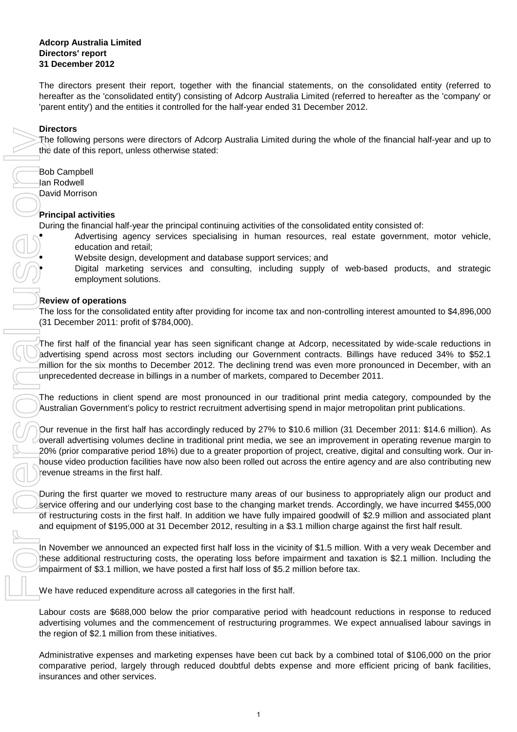**Adcorp Australia Limited**
**Directors' report**
**31 December 2012**

The directors present their report, together with the financial statements, on the consolidated entity (referred to hereafter as the 'consolidated entity') consisting of Adcorp Australia Limited (referred to hereafter as the 'company' or 'parent entity') and the entities it controlled for the half-year ended 31 December 2012.

**Directors**

The following persons were directors of Adcorp Australia Limited during the whole of the financial half-year and up to the date of this report, unless otherwise stated:

Bob Campbell
Ian Rodwell
David Morrison

**Principal activities**

During the financial half-year the principal continuing activities of the consolidated entity consisted of:

- Advertising agency services specialising in human resources, real estate government, motor vehicle, education and retail;
- Website design, development and database support services; and
- Digital marketing services and consulting, including supply of web-based products, and strategic employment solutions.

**Review of operations**

The loss for the consolidated entity after providing for income tax and non-controlling interest amounted to $4,896,000 (31 December 2011: profit of $784,000).

The first half of the financial year has seen significant change at Adcorp, necessitated by wide-scale reductions in advertising spend across most sectors including our Government contracts. Billings have reduced 34% to $52.1 million for the six months to December 2012. The declining trend was even more pronounced in December, with an unprecedented decrease in billings in a number of markets, compared to December 2011.

The reductions in client spend are most pronounced in our traditional print media category, compounded by the Australian Government's policy to restrict recruitment advertising spend in major metropolitan print publications.

Our revenue in the first half has accordingly reduced by 27% to $10.6 million (31 December 2011: $14.6 million). As overall advertising volumes decline in traditional print media, we see an improvement in operating revenue margin to 20% (prior comparative period 18%) due to a greater proportion of project, creative, digital and consulting work. Our in-house video production facilities have now also been rolled out across the entire agency and are also contributing new revenue streams in the first half.

During the first quarter we moved to restructure many areas of our business to appropriately align our product and service offering and our underlying cost base to the changing market trends. Accordingly, we have incurred $455,000 of restructuring costs in the first half. In addition we have fully impaired goodwill of $2.9 million and associated plant and equipment of $195,000 at 31 December 2012, resulting in a $3.1 million charge against the first half result.

In November we announced an expected first half loss in the vicinity of $1.5 million. With a very weak December and these additional restructuring costs, the operating loss before impairment and taxation is $2.1 million. Including the impairment of $3.1 million, we have posted a first half loss of $5.2 million before tax.

We have reduced expenditure across all categories in the first half.

Labour costs are $688,000 below the prior comparative period with headcount reductions in response to reduced advertising volumes and the commencement of restructuring programmes. We expect annualised labour savings in the region of $2.1 million from these initiatives.

Administrative expenses and marketing expenses have been cut back by a combined total of $106,000 on the prior comparative period, largely through reduced doubtful debts expense and more efficient pricing of bank facilities, insurances and other services.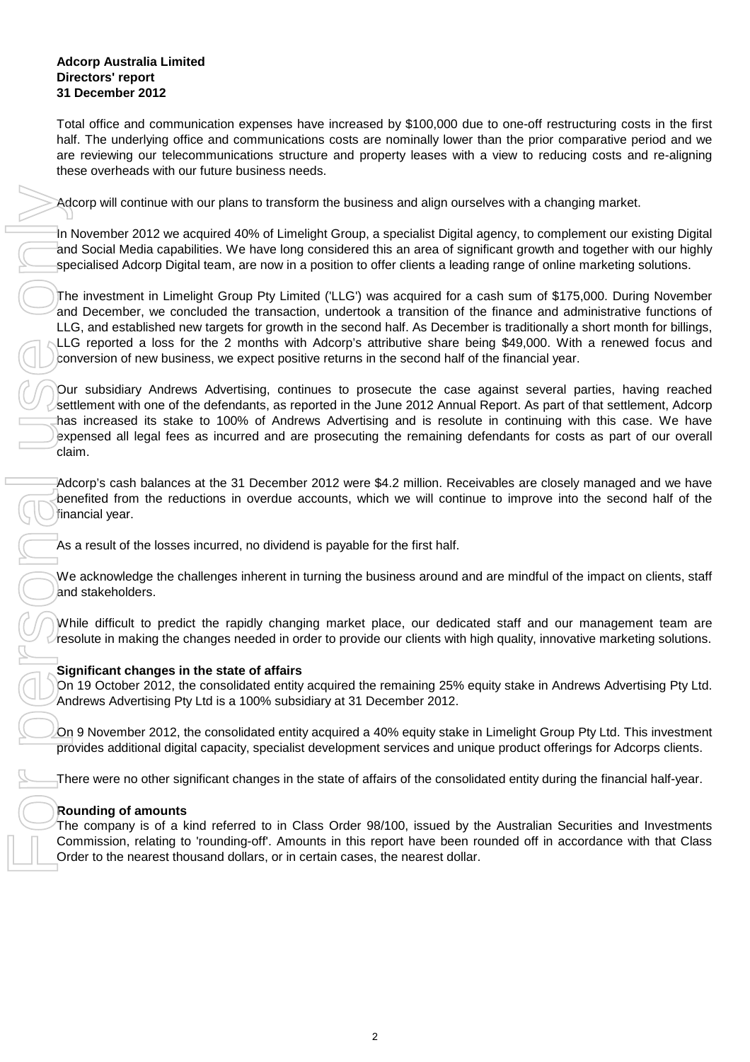**Adcorp Australia Limited**
**Directors' report**
**31 December 2012**

Total office and communication expenses have increased by $100,000 due to one-off restructuring costs in the first half. The underlying office and communications costs are nominally lower than the prior comparative period and we are reviewing our telecommunications structure and property leases with a view to reducing costs and re-aligning these overheads with our future business needs.

Adcorp will continue with our plans to transform the business and align ourselves with a changing market.

In November 2012 we acquired 40% of Limelight Group, a specialist Digital agency, to complement our existing Digital and Social Media capabilities. We have long considered this an area of significant growth and together with our highly specialised Adcorp Digital team, are now in a position to offer clients a leading range of online marketing solutions.

The investment in Limelight Group Pty Limited ('LLG') was acquired for a cash sum of $175,000. During November and December, we concluded the transaction, undertook a transition of the finance and administrative functions of LLG, and established new targets for growth in the second half. As December is traditionally a short month for billings, LLG reported a loss for the 2 months with Adcorp's attributive share being $49,000. With a renewed focus and conversion of new business, we expect positive returns in the second half of the financial year.

Our subsidiary Andrews Advertising, continues to prosecute the case against several parties, having reached settlement with one of the defendants, as reported in the June 2012 Annual Report. As part of that settlement, Adcorp has increased its stake to 100% of Andrews Advertising and is resolute in continuing with this case. We have expensed all legal fees as incurred and are prosecuting the remaining defendants for costs as part of our overall claim.

Adcorp's cash balances at the 31 December 2012 were $4.2 million. Receivables are closely managed and we have benefited from the reductions in overdue accounts, which we will continue to improve into the second half of the financial year.

As a result of the losses incurred, no dividend is payable for the first half.

We acknowledge the challenges inherent in turning the business around and are mindful of the impact on clients, staff and stakeholders.

While difficult to predict the rapidly changing market place, our dedicated staff and our management team are resolute in making the changes needed in order to provide our clients with high quality, innovative marketing solutions.

**Significant changes in the state of affairs**
On 19 October 2012, the consolidated entity acquired the remaining 25% equity stake in Andrews Advertising Pty Ltd. Andrews Advertising Pty Ltd is a 100% subsidiary at 31 December 2012.

On 9 November 2012, the consolidated entity acquired a 40% equity stake in Limelight Group Pty Ltd. This investment provides additional digital capacity, specialist development services and unique product offerings for Adcorps clients.

There were no other significant changes in the state of affairs of the consolidated entity during the financial half-year.

**Rounding of amounts**
The company is of a kind referred to in Class Order 98/100, issued by the Australian Securities and Investments Commission, relating to 'rounding-off'. Amounts in this report have been rounded off in accordance with that Class Order to the nearest thousand dollars, or in certain cases, the nearest dollar.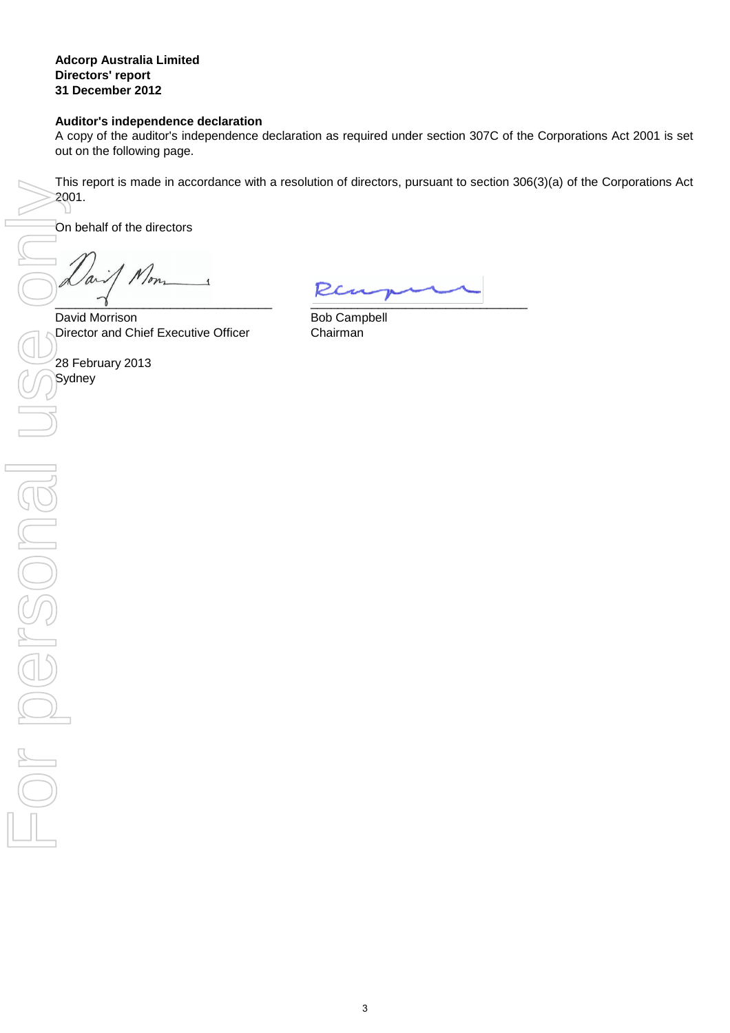**Adcorp Australia Limited**
**Directors' report**
**31 December 2012**

**Auditor's independence declaration**

A copy of the auditor's independence declaration as required under section 307C of the Corporations Act 2001 is set out on the following page.

This report is made in accordance with a resolution of directors, pursuant to section 306(3)(a) of the Corporations Act 2001.

On behalf of the directors

\_\_\_\_\_\_\_\_\_\_\_\_\_\_\_\_\_\_\_\_\_\_\_\_\_\_\_\_\_\_
David Morrison
Director and Chief Executive Officer

\_\_\_\_\_\_\_\_\_\_\_\_\_\_\_\_\_\_\_\_\_\_\_\_\_\_\_\_\_\_
Bob Campbell
Chairman

28 February 2013
Sydney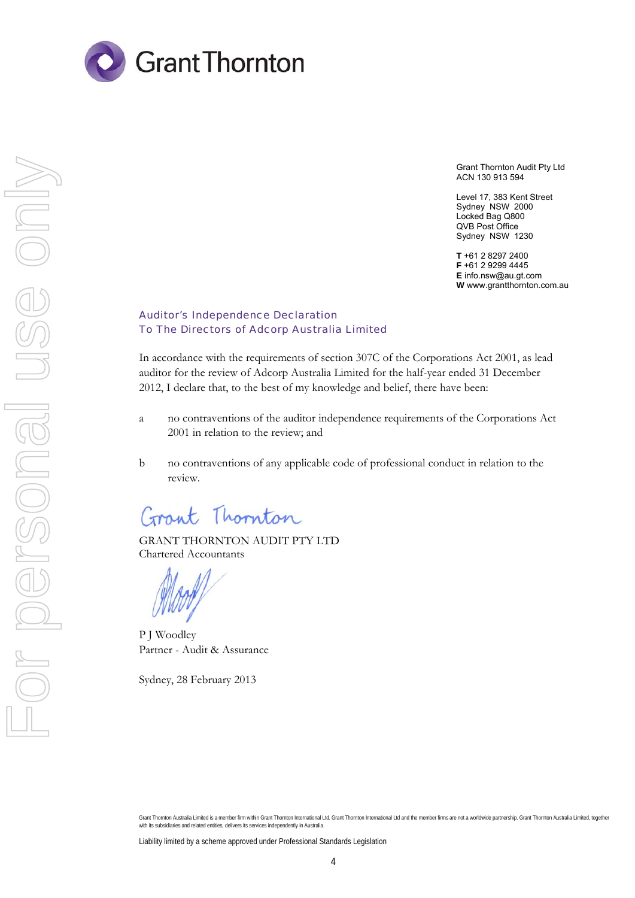Grant Thornton

Grant Thornton Audit Pty Ltd
ACN 130 913 594

Level 17, 383 Kent Street
Sydney NSW 2000
Locked Bag Q800
QVB Post Office
Sydney NSW 1230

**T** +61 2 8297 2400
**F** +61 2 9299 4445
**E** info.nsw@au.gt.com
**W** www.grantthornton.com.au

## Auditor's Independence Declaration
## To The Directors of Adcorp Australia Limited

In accordance with the requirements of section 307C of the Corporations Act 2001, as lead auditor for the review of Adcorp Australia Limited for the half-year ended 31 December 2012, I declare that, to the best of my knowledge and belief, there have been:

a no contraventions of the auditor independence requirements of the Corporations Act 2001 in relation to the review; and

b no contraventions of any applicable code of professional conduct in relation to the review.

*Grant Thornton*

GRANT THORNTON AUDIT PTY LTD
Chartered Accountants

P J Woodley
Partner - Audit & Assurance

Sydney, 28 February 2013

Grant Thornton Australia Limited is a member firm within Grant Thornton International Ltd. Grant Thornton International Ltd and the member firms are not a worldwide partnership. Grant Thornton Australia Limited, together with its subsidiaries and related entities, delivers its services independently in Australia.

Liability limited by a scheme approved under Professional Standards Legislation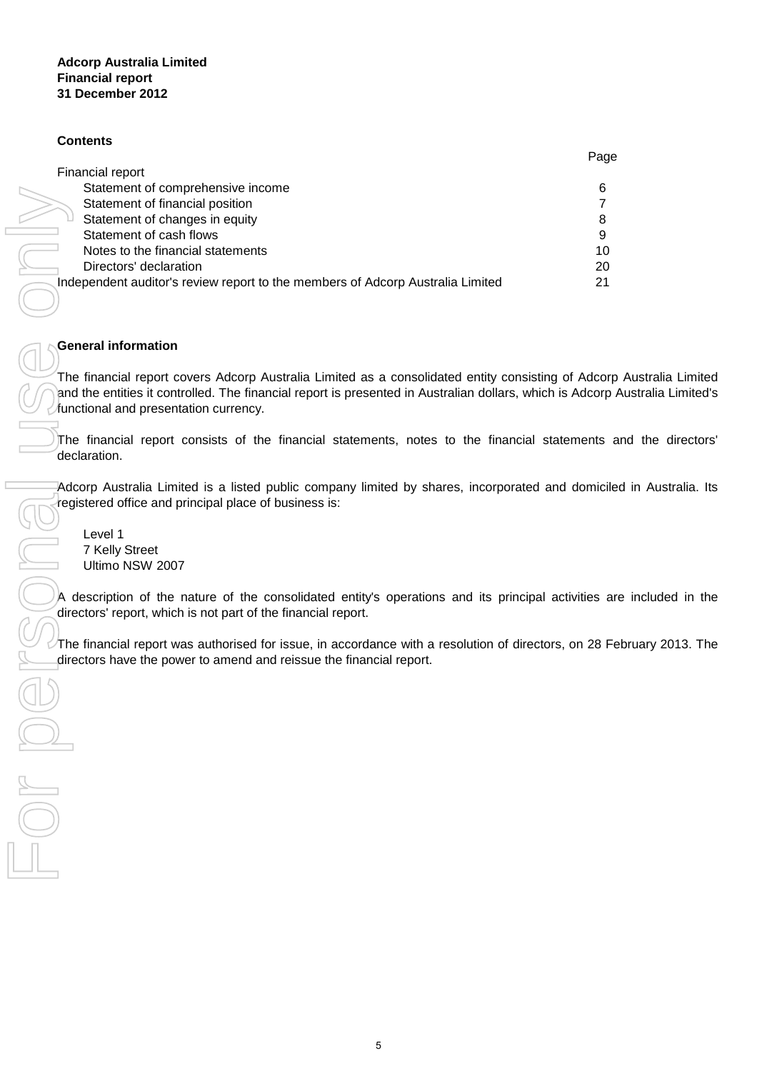**Adcorp Australia Limited**
**Financial report**
**31 December 2012**

## Contents

| | Page |
|---|---|
| Financial report | |
| Statement of comprehensive income | 6 |
| Statement of financial position | 7 |
| Statement of changes in equity | 8 |
| Statement of cash flows | 9 |
| Notes to the financial statements | 10 |
| Directors' declaration | 20 |
| Independent auditor's review report to the members of Adcorp Australia Limited | 21 |

## General information

The financial report covers Adcorp Australia Limited as a consolidated entity consisting of Adcorp Australia Limited and the entities it controlled. The financial report is presented in Australian dollars, which is Adcorp Australia Limited's functional and presentation currency.

The financial report consists of the financial statements, notes to the financial statements and the directors' declaration.

Adcorp Australia Limited is a listed public company limited by shares, incorporated and domiciled in Australia. Its registered office and principal place of business is:

Level 1
7 Kelly Street
Ultimo NSW 2007

A description of the nature of the consolidated entity's operations and its principal activities are included in the directors' report, which is not part of the financial report.

The financial report was authorised for issue, in accordance with a resolution of directors, on 28 February 2013. The directors have the power to amend and reissue the financial report.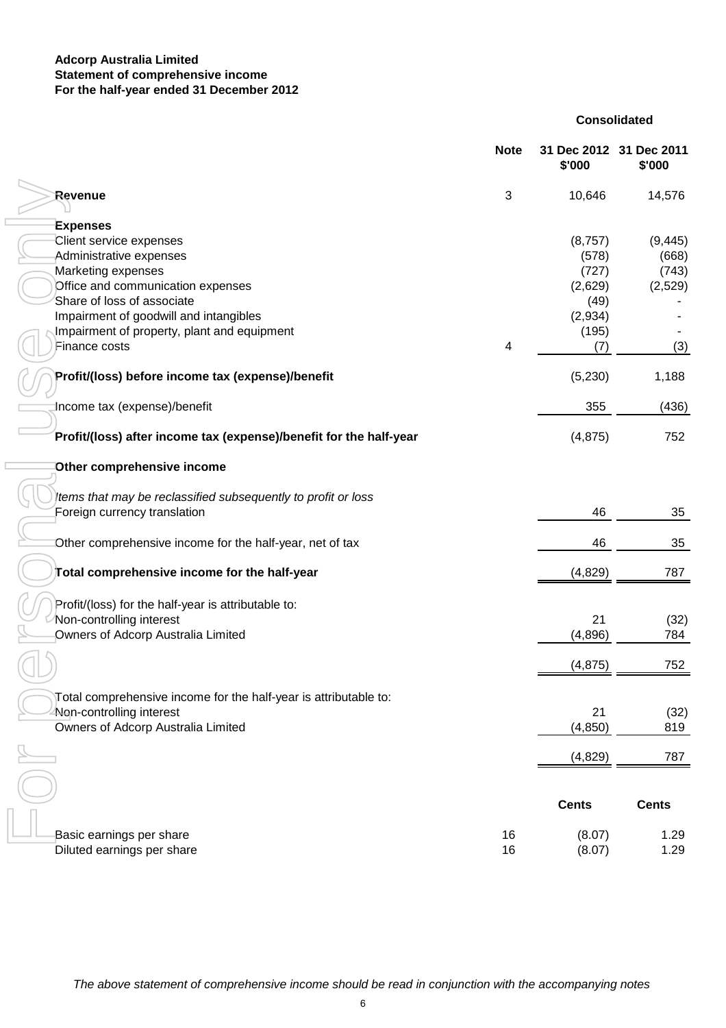**Adcorp Australia Limited**
**Statement of comprehensive income**
**For the half-year ended 31 December 2012**

| | Note | Consolidated 31 Dec 2012 $'000 | Consolidated 31 Dec 2011 $'000 |
|---|---|---|---|
| **Revenue** | 3 | 10,646 | 14,576 |
| **Expenses** | | | |
| Client service expenses | | (8,757) | (9,445) |
| Administrative expenses | | (578) | (668) |
| Marketing expenses | | (727) | (743) |
| Office and communication expenses | | (2,629) | (2,529) |
| Share of loss of associate | | (49) | - |
| Impairment of goodwill and intangibles | | (2,934) | - |
| Impairment of property, plant and equipment | | (195) | - |
| Finance costs | 4 | (7) | (3) |
| **Profit/(loss) before income tax (expense)/benefit** | | (5,230) | 1,188 |
| Income tax (expense)/benefit | | 355 | (436) |
| **Profit/(loss) after income tax (expense)/benefit for the half-year** | | (4,875) | 752 |
| **Other comprehensive income** | | | |
| *Items that may be reclassified subsequently to profit or loss* | | | |
| Foreign currency translation | | 46 | 35 |
| Other comprehensive income for the half-year, net of tax | | 46 | 35 |
| **Total comprehensive income for the half-year** | | (4,829) | 787 |
| Profit/(loss) for the half-year is attributable to: | | | |
| Non-controlling interest | | 21 | (32) |
| Owners of Adcorp Australia Limited | | (4,896) | 784 |
| | | (4,875) | 752 |
| Total comprehensive income for the half-year is attributable to: | | | |
| Non-controlling interest | | 21 | (32) |
| Owners of Adcorp Australia Limited | | (4,850) | 819 |
| | | (4,829) | 787 |
| | | **Cents** | **Cents** |
| Basic earnings per share | 16 | (8.07) | 1.29 |
| Diluted earnings per share | 16 | (8.07) | 1.29 |

*The above statement of comprehensive income should be read in conjunction with the accompanying notes*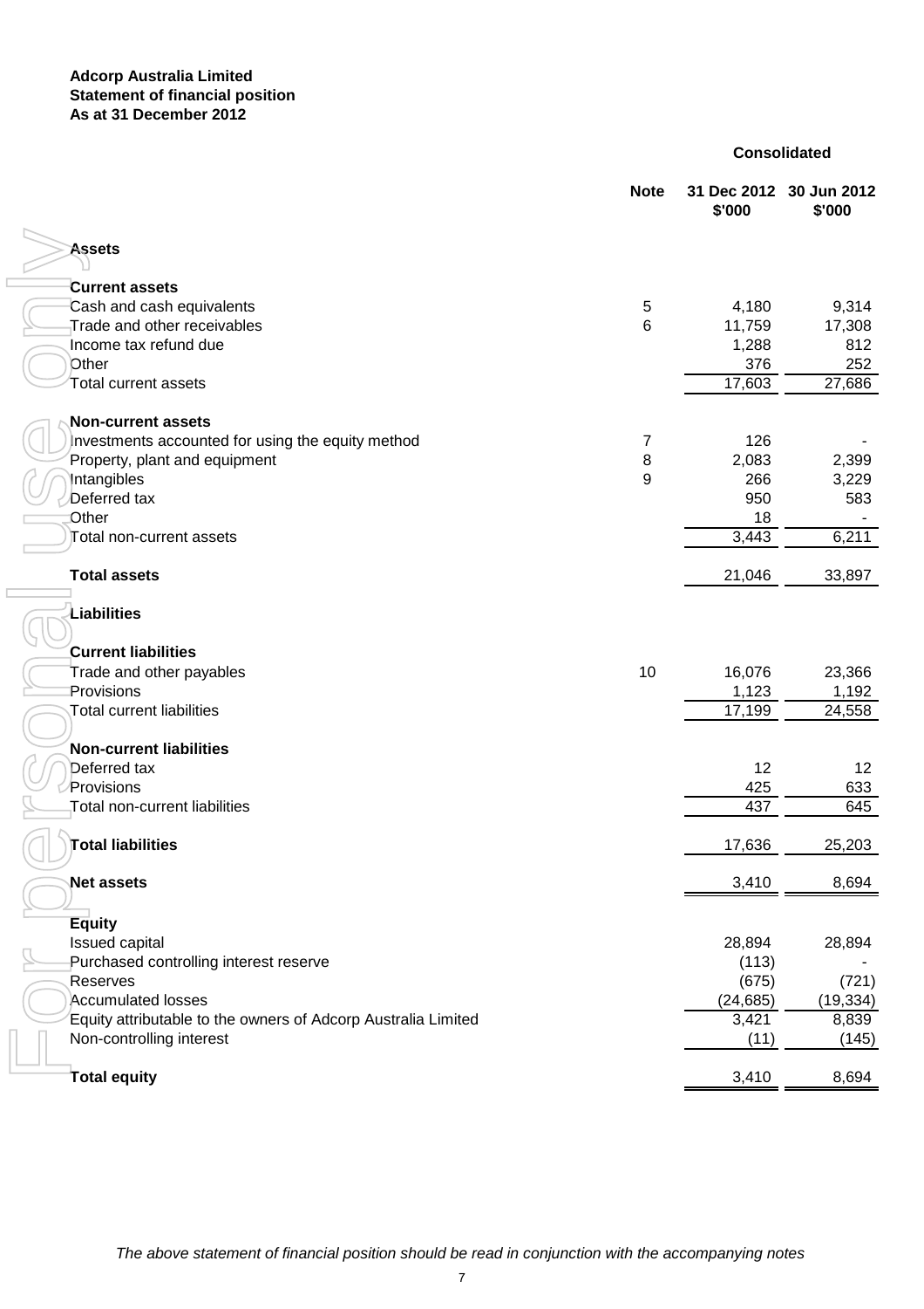**Adcorp Australia Limited**
**Statement of financial position**
**As at 31 December 2012**

| | Note | Consolidated 31 Dec 2012 $'000 | Consolidated 30 Jun 2012 $'000 |
|---|---|---|---|
| **Assets** | | | |
| **Current assets** | | | |
| Cash and cash equivalents | 5 | 4,180 | 9,314 |
| Trade and other receivables | 6 | 11,759 | 17,308 |
| Income tax refund due | | 1,288 | 812 |
| Other | | 376 | 252 |
| Total current assets | | 17,603 | 27,686 |
| **Non-current assets** | | | |
| Investments accounted for using the equity method | 7 | 126 | - |
| Property, plant and equipment | 8 | 2,083 | 2,399 |
| Intangibles | 9 | 266 | 3,229 |
| Deferred tax | | 950 | 583 |
| Other | | 18 | - |
| Total non-current assets | | 3,443 | 6,211 |
| **Total assets** | | 21,046 | 33,897 |
| **Liabilities** | | | |
| **Current liabilities** | | | |
| Trade and other payables | 10 | 16,076 | 23,366 |
| Provisions | | 1,123 | 1,192 |
| Total current liabilities | | 17,199 | 24,558 |
| **Non-current liabilities** | | | |
| Deferred tax | | 12 | 12 |
| Provisions | | 425 | 633 |
| Total non-current liabilities | | 437 | 645 |
| **Total liabilities** | | 17,636 | 25,203 |
| **Net assets** | | 3,410 | 8,694 |
| **Equity** | | | |
| Issued capital | | 28,894 | 28,894 |
| Purchased controlling interest reserve | | (113) | - |
| Reserves | | (675) | (721) |
| Accumulated losses | | (24,685) | (19,334) |
| Equity attributable to the owners of Adcorp Australia Limited | | 3,421 | 8,839 |
| Non-controlling interest | | (11) | (145) |
| **Total equity** | | 3,410 | 8,694 |

*The above statement of financial position should be read in conjunction with the accompanying notes*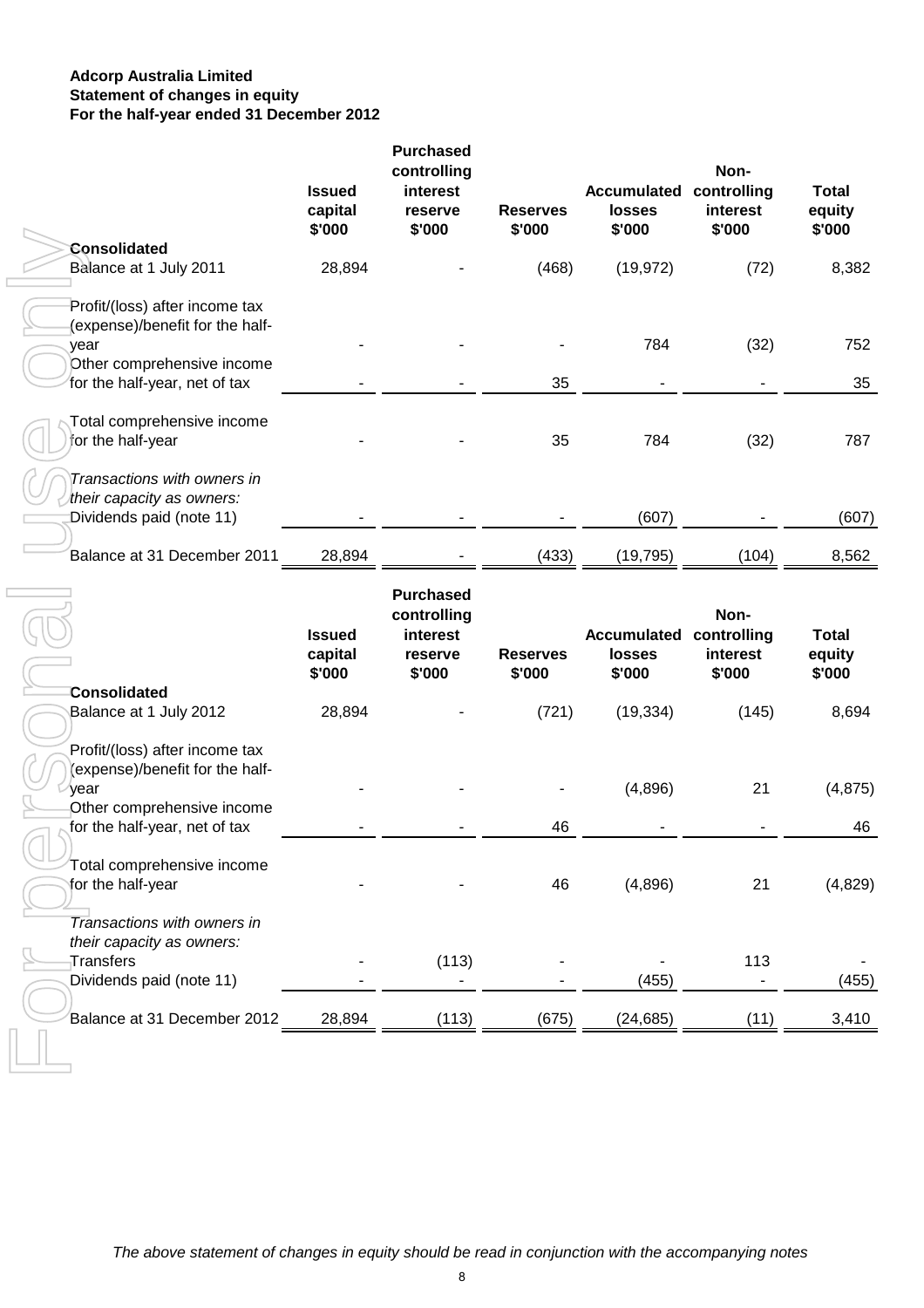**Adcorp Australia Limited**
**Statement of changes in equity**
**For the half-year ended 31 December 2012**

| | Issued capital $'000 | Purchased controlling interest reserve $'000 | Reserves $'000 | Accumulated losses $'000 | Non-controlling interest $'000 | Total equity $'000 |
|---|---|---|---|---|---|---|
| **Consolidated** | | | | | | |
| Balance at 1 July 2011 | 28,894 | - | (468) | (19,972) | (72) | 8,382 |
| Profit/(loss) after income tax (expense)/benefit for the half-year | - | - | - | 784 | (32) | 752 |
| Other comprehensive income for the half-year, net of tax | - | - | 35 | - | - | 35 |
| Total comprehensive income for the half-year | - | - | 35 | 784 | (32) | 787 |
| *Transactions with owners in their capacity as owners:* | | | | | | |
| Dividends paid (note 11) | - | - | - | (607) | - | (607) |
| Balance at 31 December 2011 | 28,894 | - | (433) | (19,795) | (104) | 8,562 |

| | Issued capital $'000 | Purchased controlling interest reserve $'000 | Reserves $'000 | Accumulated losses $'000 | Non-controlling interest $'000 | Total equity $'000 |
|---|---|---|---|---|---|---|
| **Consolidated** | | | | | | |
| Balance at 1 July 2012 | 28,894 | - | (721) | (19,334) | (145) | 8,694 |
| Profit/(loss) after income tax (expense)/benefit for the half-year | - | - | - | (4,896) | 21 | (4,875) |
| Other comprehensive income for the half-year, net of tax | - | - | 46 | - | - | 46 |
| Total comprehensive income for the half-year | - | - | 46 | (4,896) | 21 | (4,829) |
| *Transactions with owners in their capacity as owners:* | | | | | | |
| Transfers | - | (113) | - | - | 113 | - |
| Dividends paid (note 11) | - | - | - | (455) | - | (455) |
| Balance at 31 December 2012 | 28,894 | (113) | (675) | (24,685) | (11) | 3,410 |

*The above statement of changes in equity should be read in conjunction with the accompanying notes*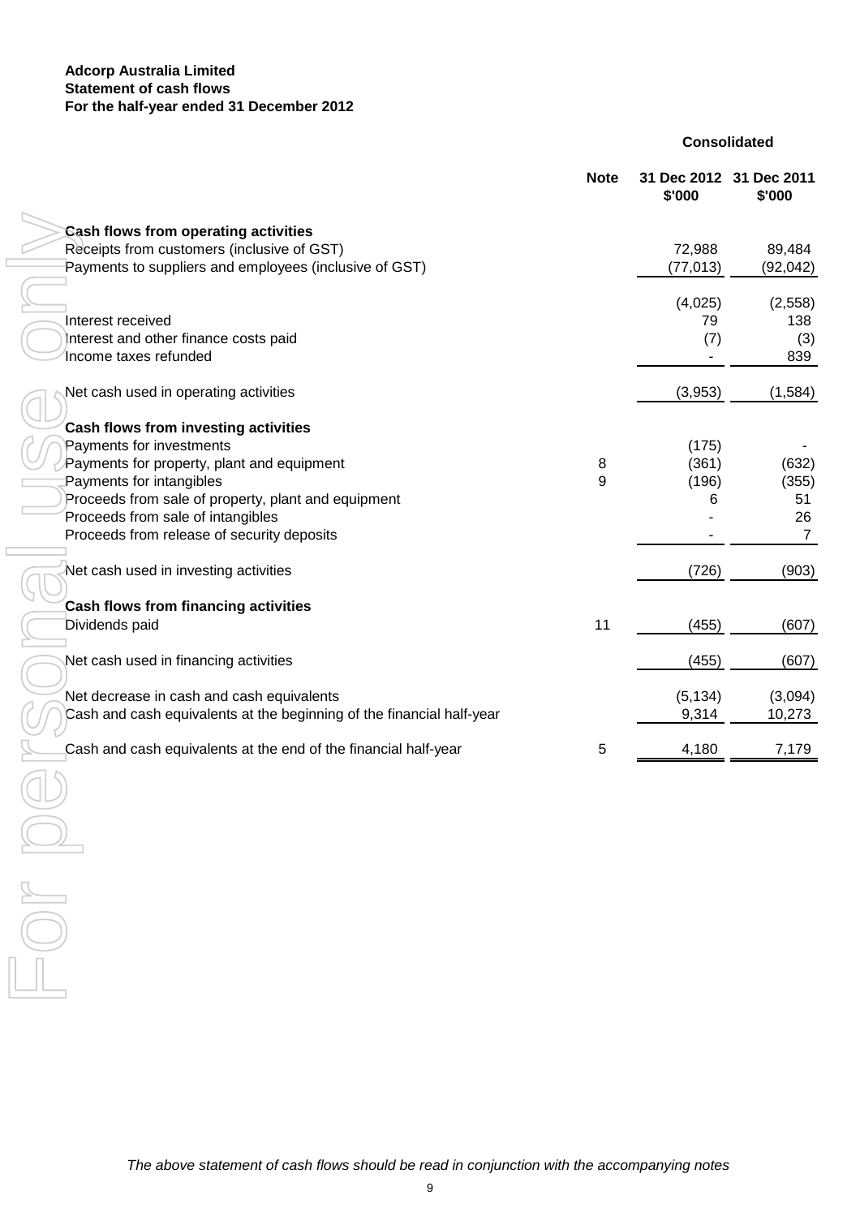**Adcorp Australia Limited**
**Statement of cash flows**
**For the half-year ended 31 December 2012**

| | Note | Consolidated 31 Dec 2012 $'000 | Consolidated 31 Dec 2011 $'000 |
|---|---|---|---|
| **Cash flows from operating activities** | | | |
| Receipts from customers (inclusive of GST) | | 72,988 | 89,484 |
| Payments to suppliers and employees (inclusive of GST) | | (77,013) | (92,042) |
| | | (4,025) | (2,558) |
| Interest received | | 79 | 138 |
| Interest and other finance costs paid | | (7) | (3) |
| Income taxes refunded | | - | 839 |
| Net cash used in operating activities | | (3,953) | (1,584) |
| **Cash flows from investing activities** | | | |
| Payments for investments | | (175) | - |
| Payments for property, plant and equipment | 8 | (361) | (632) |
| Payments for intangibles | 9 | (196) | (355) |
| Proceeds from sale of property, plant and equipment | | 6 | 51 |
| Proceeds from sale of intangibles | | - | 26 |
| Proceeds from release of security deposits | | - | 7 |
| Net cash used in investing activities | | (726) | (903) |
| **Cash flows from financing activities** | | | |
| Dividends paid | 11 | (455) | (607) |
| Net cash used in financing activities | | (455) | (607) |
| Net decrease in cash and cash equivalents | | (5,134) | (3,094) |
| Cash and cash equivalents at the beginning of the financial half-year | | 9,314 | 10,273 |
| Cash and cash equivalents at the end of the financial half-year | 5 | 4,180 | 7,179 |

*The above statement of cash flows should be read in conjunction with the accompanying notes*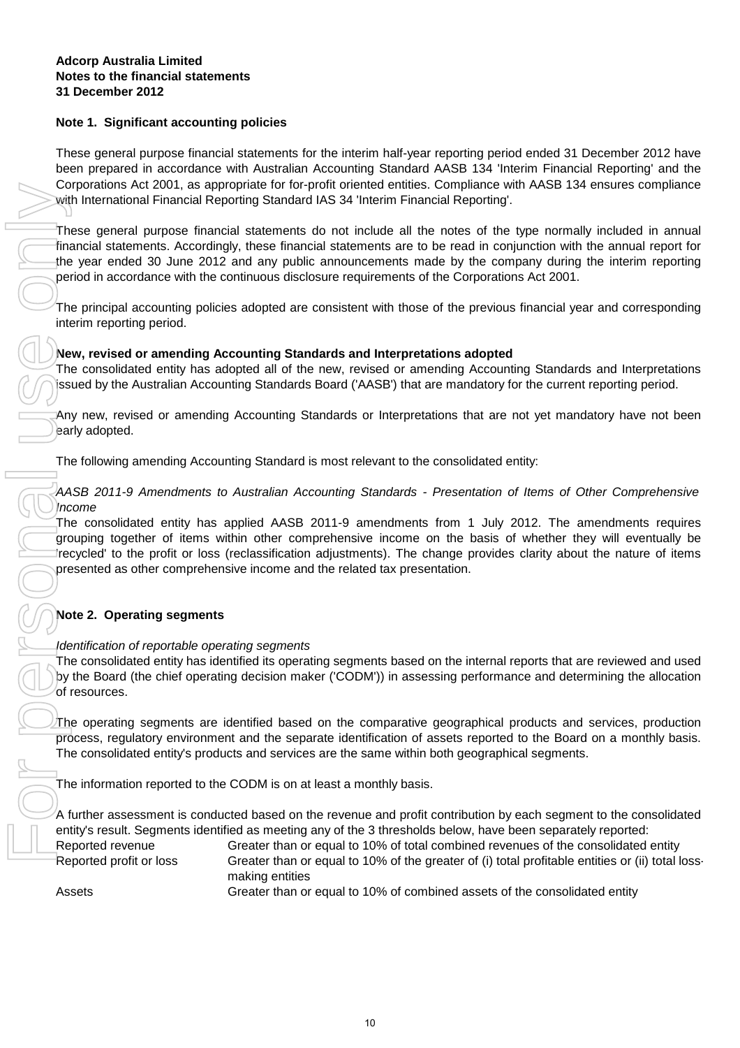**Adcorp Australia Limited**
**Notes to the financial statements**
**31 December 2012**

## Note 1. Significant accounting policies

These general purpose financial statements for the interim half-year reporting period ended 31 December 2012 have been prepared in accordance with Australian Accounting Standard AASB 134 'Interim Financial Reporting' and the Corporations Act 2001, as appropriate for for-profit oriented entities. Compliance with AASB 134 ensures compliance with International Financial Reporting Standard IAS 34 'Interim Financial Reporting'.

These general purpose financial statements do not include all the notes of the type normally included in annual financial statements. Accordingly, these financial statements are to be read in conjunction with the annual report for the year ended 30 June 2012 and any public announcements made by the company during the interim reporting period in accordance with the continuous disclosure requirements of the Corporations Act 2001.

The principal accounting policies adopted are consistent with those of the previous financial year and corresponding interim reporting period.

**New, revised or amending Accounting Standards and Interpretations adopted**
The consolidated entity has adopted all of the new, revised or amending Accounting Standards and Interpretations issued by the Australian Accounting Standards Board ('AASB') that are mandatory for the current reporting period.

Any new, revised or amending Accounting Standards or Interpretations that are not yet mandatory have not been early adopted.

The following amending Accounting Standard is most relevant to the consolidated entity:

*AASB 2011-9 Amendments to Australian Accounting Standards - Presentation of Items of Other Comprehensive Income*
The consolidated entity has applied AASB 2011-9 amendments from 1 July 2012. The amendments requires grouping together of items within other comprehensive income on the basis of whether they will eventually be 'recycled' to the profit or loss (reclassification adjustments). The change provides clarity about the nature of items presented as other comprehensive income and the related tax presentation.

## Note 2. Operating segments

*Identification of reportable operating segments*
The consolidated entity has identified its operating segments based on the internal reports that are reviewed and used by the Board (the chief operating decision maker ('CODM')) in assessing performance and determining the allocation of resources.

The operating segments are identified based on the comparative geographical products and services, production process, regulatory environment and the separate identification of assets reported to the Board on a monthly basis. The consolidated entity's products and services are the same within both geographical segments.

The information reported to the CODM is on at least a monthly basis.

A further assessment is conducted based on the revenue and profit contribution by each segment to the consolidated entity's result. Segments identified as meeting any of the 3 thresholds below, have been separately reported:

| | |
|---|---|
| Reported revenue | Greater than or equal to 10% of total combined revenues of the consolidated entity |
| Reported profit or loss | Greater than or equal to 10% of the greater of (i) total profitable entities or (ii) total loss-making entities |
| Assets | Greater than or equal to 10% of combined assets of the consolidated entity |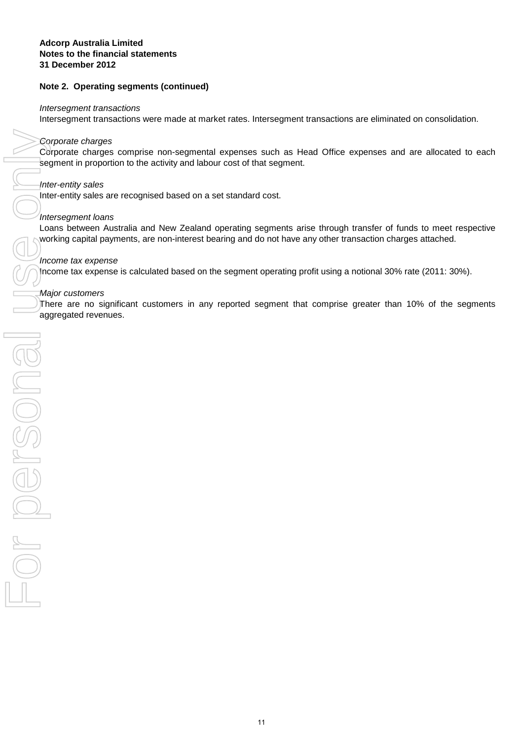**Adcorp Australia Limited**
**Notes to the financial statements**
**31 December 2012**

**Note 2. Operating segments (continued)**

*Intersegment transactions*
Intersegment transactions were made at market rates. Intersegment transactions are eliminated on consolidation.

*Corporate charges*
Corporate charges comprise non-segmental expenses such as Head Office expenses and are allocated to each segment in proportion to the activity and labour cost of that segment.

*Inter-entity sales*
Inter-entity sales are recognised based on a set standard cost.

*Intersegment loans*
Loans between Australia and New Zealand operating segments arise through transfer of funds to meet respective working capital payments, are non-interest bearing and do not have any other transaction charges attached.

*Income tax expense*
Income tax expense is calculated based on the segment operating profit using a notional 30% rate (2011: 30%).

*Major customers*
There are no significant customers in any reported segment that comprise greater than 10% of the segments aggregated revenues.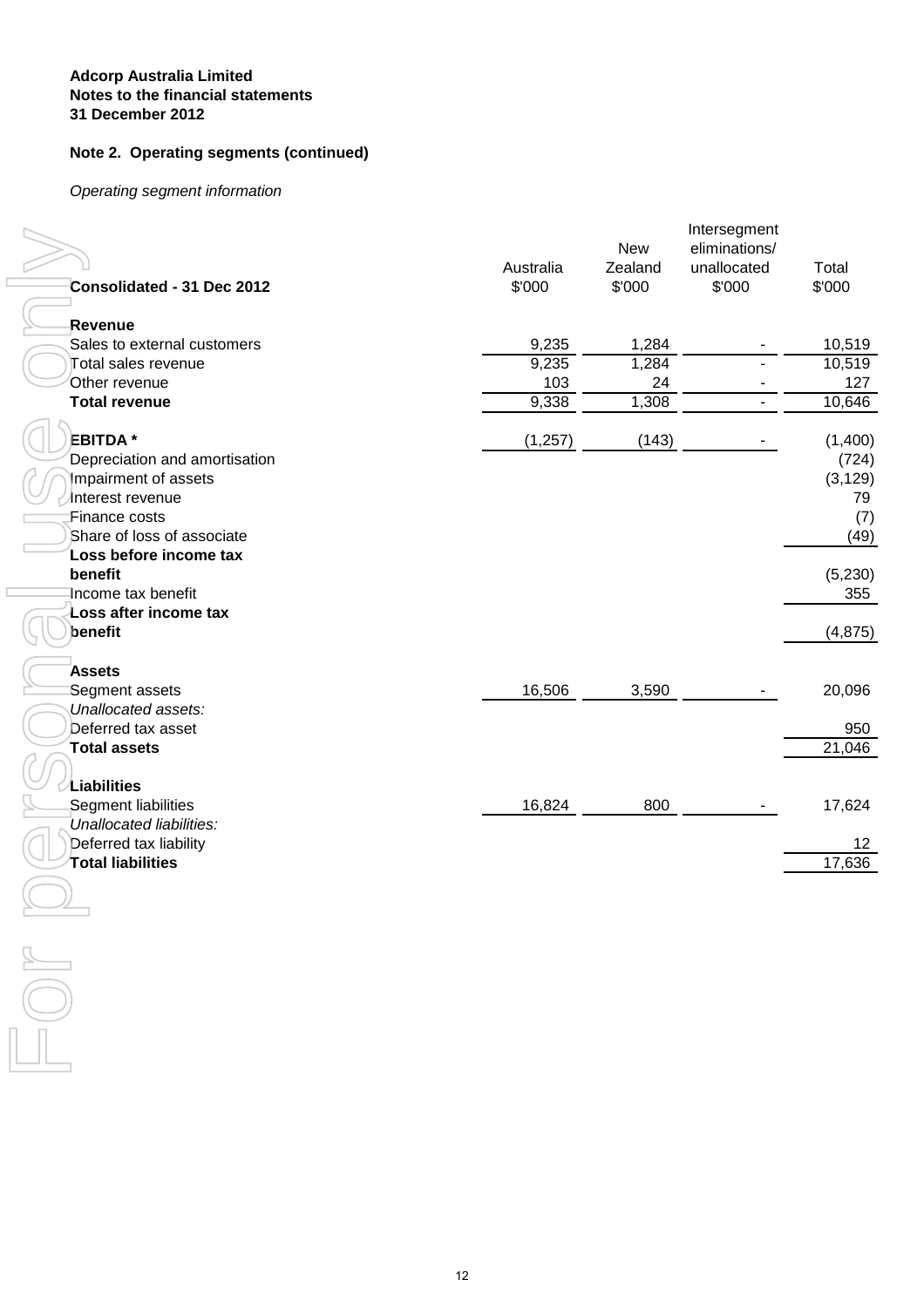**Adcorp Australia Limited**
**Notes to the financial statements**
**31 December 2012**

**Note 2. Operating segments (continued)**

*Operating segment information*

| Consolidated - 31 Dec 2012 | Australia $'000 | New Zealand $'000 | Intersegment eliminations/ unallocated $'000 | Total $'000 |
|---|---|---|---|---|
| **Revenue** | | | | |
| Sales to external customers | 9,235 | 1,284 | - | 10,519 |
| Total sales revenue | 9,235 | 1,284 | - | 10,519 |
| Other revenue | 103 | 24 | - | 127 |
| **Total revenue** | 9,338 | 1,308 | - | 10,646 |
| | | | | |
| **EBITDA *** | (1,257) | (143) | - | (1,400) |
| Depreciation and amortisation | | | | (724) |
| Impairment of assets | | | | (3,129) |
| Interest revenue | | | | 79 |
| Finance costs | | | | (7) |
| Share of loss of associate | | | | (49) |
| **Loss before income tax benefit** | | | | (5,230) |
| Income tax benefit | | | | 355 |
| **Loss after income tax benefit** | | | | (4,875) |
| | | | | |
| **Assets** | | | | |
| Segment assets | 16,506 | 3,590 | - | 20,096 |
| *Unallocated assets:* | | | | |
| Deferred tax asset | | | | 950 |
| **Total assets** | | | | 21,046 |
| | | | | |
| **Liabilities** | | | | |
| Segment liabilities | 16,824 | 800 | - | 17,624 |
| *Unallocated liabilities:* | | | | |
| Deferred tax liability | | | | 12 |
| **Total liabilities** | | | | 17,636 |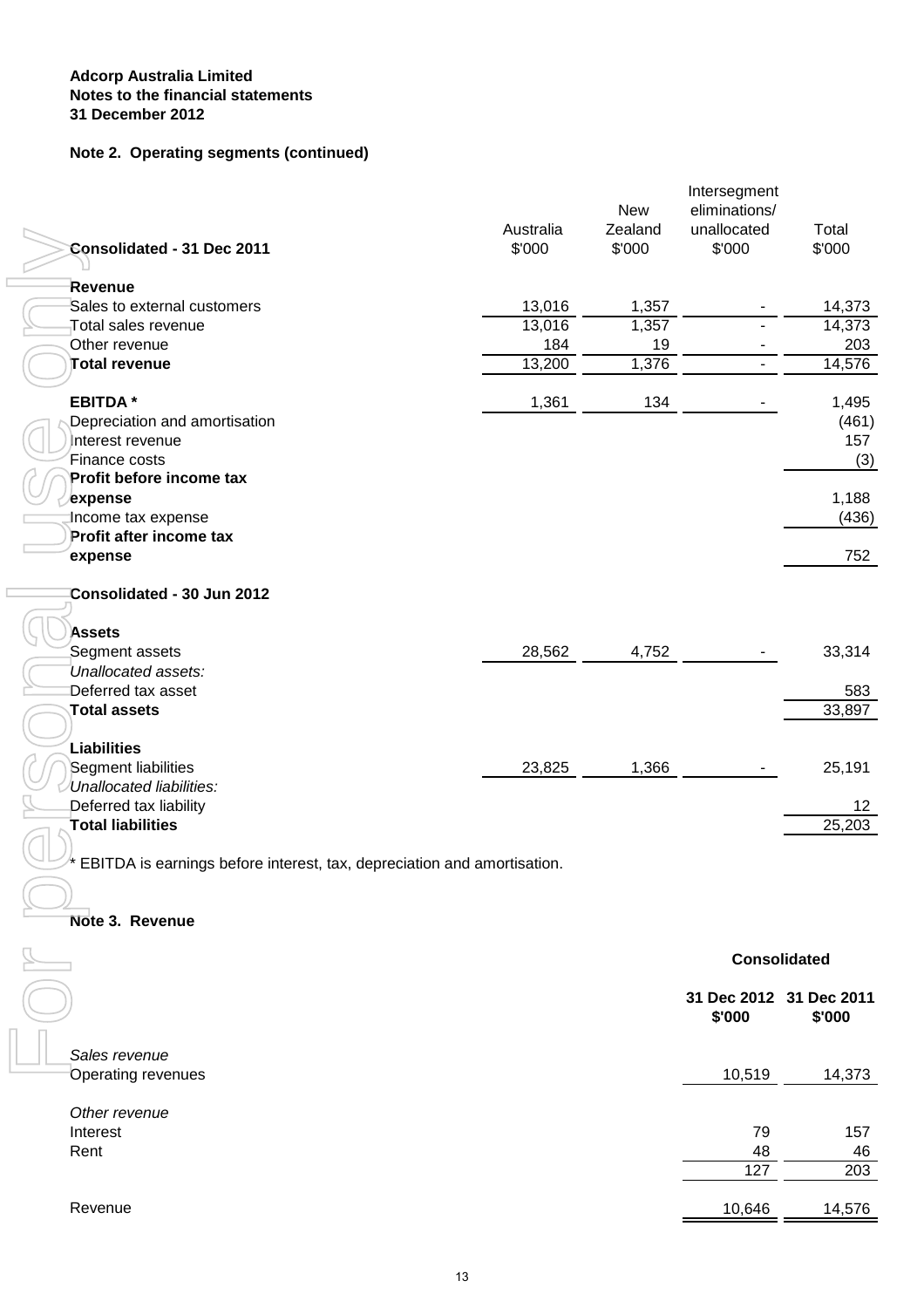**Adcorp Australia Limited**
**Notes to the financial statements**
**31 December 2012**

**Note 2. Operating segments (continued)**

| Consolidated - 31 Dec 2011 | Australia $'000 | New Zealand $'000 | Intersegment eliminations/ unallocated $'000 | Total $'000 |
|---|---|---|---|---|
| **Revenue** | | | | |
| Sales to external customers | 13,016 | 1,357 | - | 14,373 |
| Total sales revenue | 13,016 | 1,357 | - | 14,373 |
| Other revenue | 184 | 19 | - | 203 |
| **Total revenue** | 13,200 | 1,376 | - | 14,576 |
| | | | | |
| **EBITDA *** | 1,361 | 134 | - | 1,495 |
| Depreciation and amortisation | | | | (461) |
| Interest revenue | | | | 157 |
| Finance costs | | | | (3) |
| **Profit before income tax expense** | | | | 1,188 |
| Income tax expense | | | | (436) |
| **Profit after income tax expense** | | | | 752 |
| | | | | |
| **Consolidated - 30 Jun 2012** | | | | |
| | | | | |
| **Assets** | | | | |
| Segment assets | 28,562 | 4,752 | - | 33,314 |
| *Unallocated assets:* | | | | |
| Deferred tax asset | | | | 583 |
| **Total assets** | | | | 33,897 |
| | | | | |
| **Liabilities** | | | | |
| Segment liabilities | 23,825 | 1,366 | - | 25,191 |
| *Unallocated liabilities:* | | | | |
| Deferred tax liability | | | | 12 |
| **Total liabilities** | | | | 25,203 |

* EBITDA is earnings before interest, tax, depreciation and amortisation.

**Note 3. Revenue**

| | Consolidated | |
|---|---|---|
| | **31 Dec 2012 $'000** | **31 Dec 2011 $'000** |
| *Sales revenue* | | |
| Operating revenues | 10,519 | 14,373 |
| | | |
| *Other revenue* | | |
| Interest | 79 | 157 |
| Rent | 48 | 46 |
| | 127 | 203 |
| | | |
| Revenue | 10,646 | 14,576 |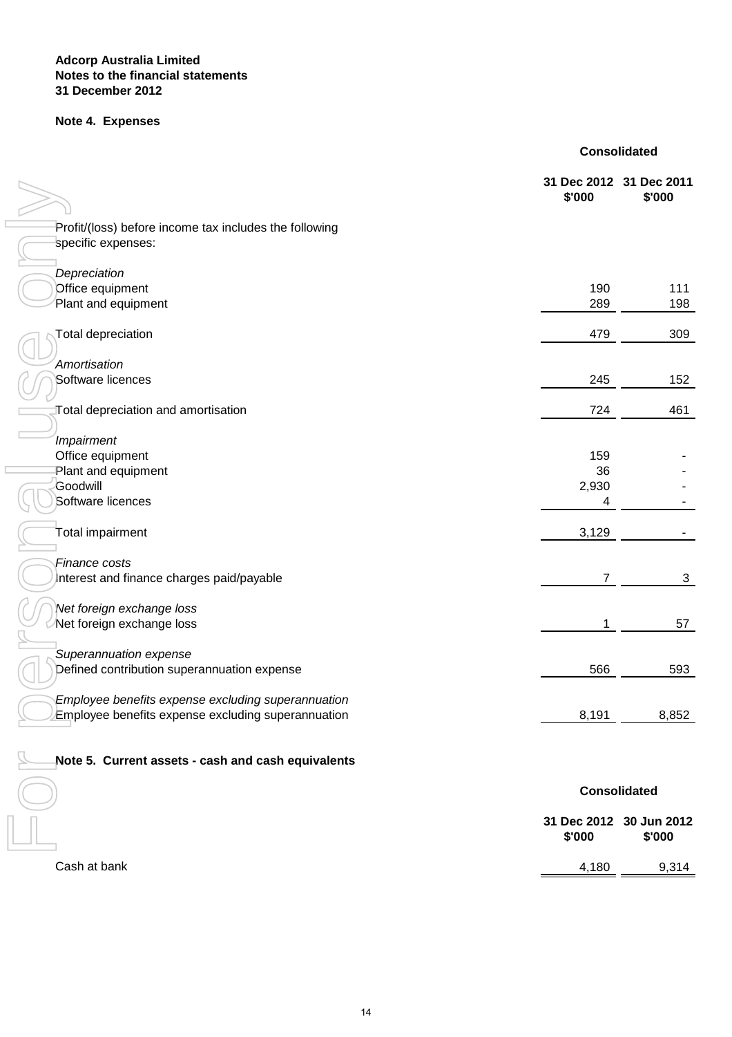**Adcorp Australia Limited**
**Notes to the financial statements**
**31 December 2012**

## Note 4. Expenses

| | Consolidated | |
|---|---|---|
| | **31 Dec 2012 \$'000** | **31 Dec 2011 \$'000** |
| Profit/(loss) before income tax includes the following specific expenses: | | |
| *Depreciation* | | |
| Office equipment | 190 | 111 |
| Plant and equipment | 289 | 198 |
| Total depreciation | 479 | 309 |
| *Amortisation* | | |
| Software licences | 245 | 152 |
| Total depreciation and amortisation | 724 | 461 |
| *Impairment* | | |
| Office equipment | 159 | - |
| Plant and equipment | 36 | - |
| Goodwill | 2,930 | - |
| Software licences | 4 | - |
| Total impairment | 3,129 | - |
| *Finance costs* | | |
| Interest and finance charges paid/payable | 7 | 3 |
| *Net foreign exchange loss* | | |
| Net foreign exchange loss | 1 | 57 |
| *Superannuation expense* | | |
| Defined contribution superannuation expense | 566 | 593 |
| *Employee benefits expense excluding superannuation* | | |
| Employee benefits expense excluding superannuation | 8,191 | 8,852 |

## Note 5. Current assets - cash and cash equivalents

| | Consolidated | |
|---|---|---|
| | **31 Dec 2012 \$'000** | **30 Jun 2012 \$'000** |
| Cash at bank | 4,180 | 9,314 |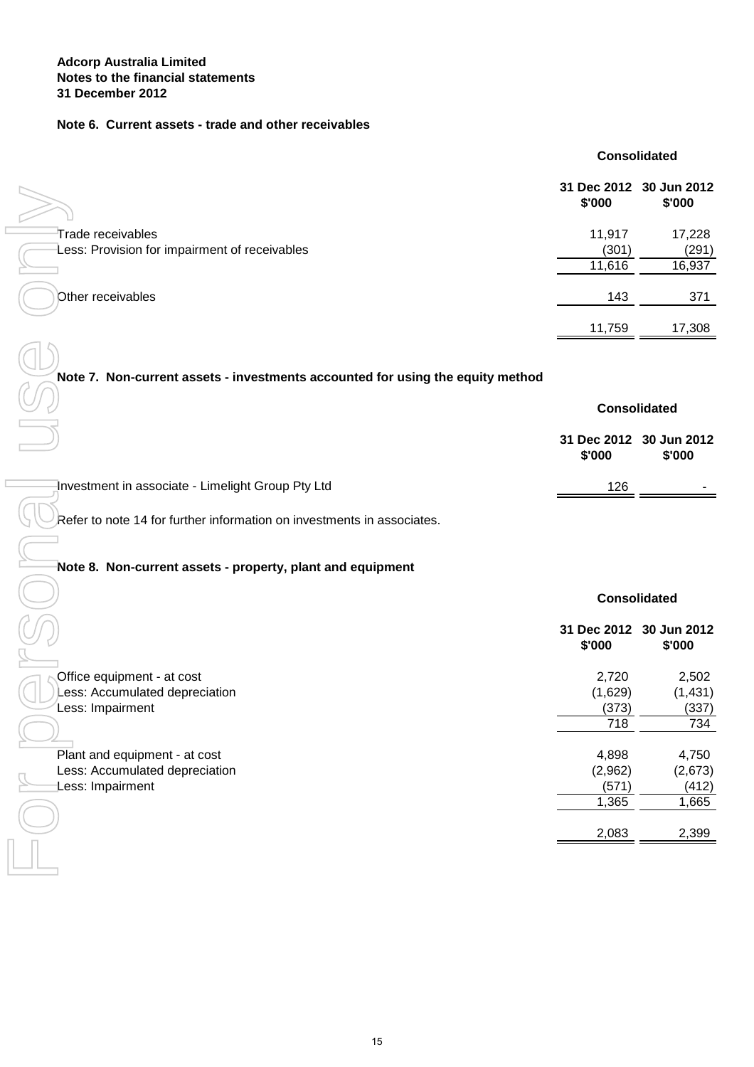**Adcorp Australia Limited**
**Notes to the financial statements**
**31 December 2012**

### Note 6. Current assets - trade and other receivables

| | Consolidated | |
|---|---|---|
| | 31 Dec 2012 $'000 | 30 Jun 2012 $'000 |
| Trade receivables | 11,917 | 17,228 |
| Less: Provision for impairment of receivables | (301) | (291) |
| | 11,616 | 16,937 |
| Other receivables | 143 | 371 |
| | 11,759 | 17,308 |

### Note 7. Non-current assets - investments accounted for using the equity method

| | Consolidated | |
|---|---|---|
| | 31 Dec 2012 $'000 | 30 Jun 2012 $'000 |
| Investment in associate - Limelight Group Pty Ltd | 126 | - |

Refer to note 14 for further information on investments in associates.

### Note 8. Non-current assets - property, plant and equipment

| | Consolidated | |
|---|---|---|
| | 31 Dec 2012 $'000 | 30 Jun 2012 $'000 |
| Office equipment - at cost | 2,720 | 2,502 |
| Less: Accumulated depreciation | (1,629) | (1,431) |
| Less: Impairment | (373) | (337) |
| | 718 | 734 |
| Plant and equipment - at cost | 4,898 | 4,750 |
| Less: Accumulated depreciation | (2,962) | (2,673) |
| Less: Impairment | (571) | (412) |
| | 1,365 | 1,665 |
| | 2,083 | 2,399 |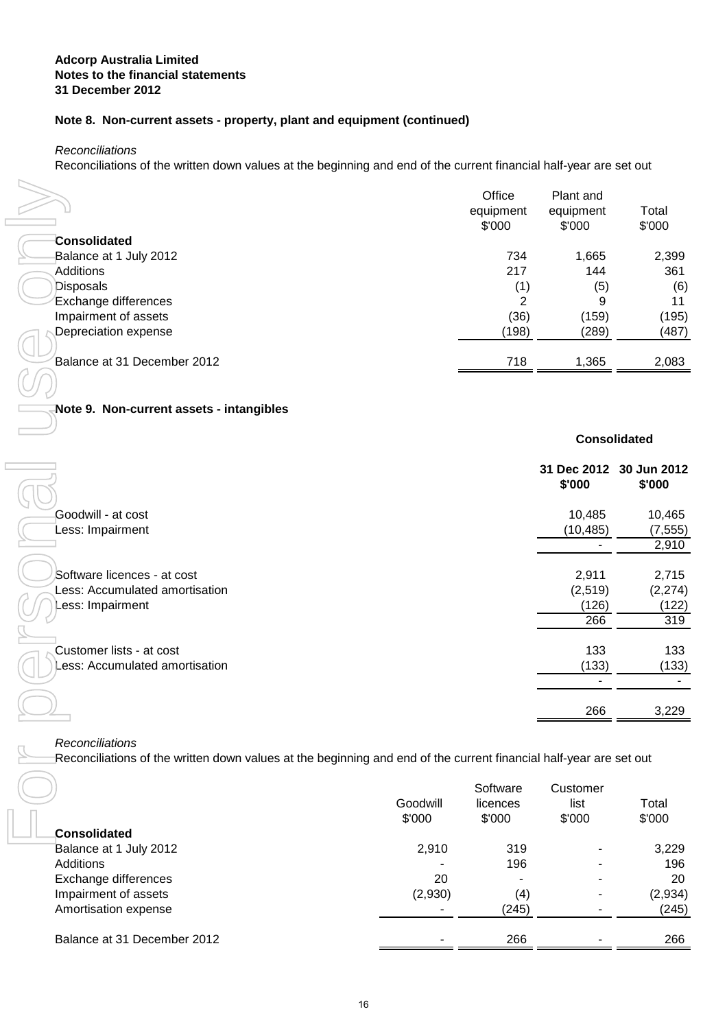**Adcorp Australia Limited**
**Notes to the financial statements**
**31 December 2012**

### Note 8. Non-current assets - property, plant and equipment (continued)

*Reconciliations*

Reconciliations of the written down values at the beginning and end of the current financial half-year are set out

| | Office equipment $'000 | Plant and equipment $'000 | Total $'000 |
|---|---|---|---|
| **Consolidated** | | | |
| Balance at 1 July 2012 | 734 | 1,665 | 2,399 |
| Additions | 217 | 144 | 361 |
| Disposals | (1) | (5) | (6) |
| Exchange differences | 2 | 9 | 11 |
| Impairment of assets | (36) | (159) | (195) |
| Depreciation expense | (198) | (289) | (487) |
| Balance at 31 December 2012 | 718 | 1,365 | 2,083 |

### Note 9. Non-current assets - intangibles

| | Consolidated | |
|---|---|---|
| | **31 Dec 2012 $'000** | **30 Jun 2012 $'000** |
| Goodwill - at cost | 10,485 | 10,465 |
| Less: Impairment | (10,485) | (7,555) |
| | - | 2,910 |
| Software licences - at cost | 2,911 | 2,715 |
| Less: Accumulated amortisation | (2,519) | (2,274) |
| Less: Impairment | (126) | (122) |
| | 266 | 319 |
| Customer lists - at cost | 133 | 133 |
| Less: Accumulated amortisation | (133) | (133) |
| | - | - |
| | 266 | 3,229 |

*Reconciliations*

Reconciliations of the written down values at the beginning and end of the current financial half-year are set out

| | Goodwill $'000 | Software licences $'000 | Customer list $'000 | Total $'000 |
|---|---|---|---|---|
| **Consolidated** | | | | |
| Balance at 1 July 2012 | 2,910 | 319 | - | 3,229 |
| Additions | - | 196 | - | 196 |
| Exchange differences | 20 | - | - | 20 |
| Impairment of assets | (2,930) | (4) | - | (2,934) |
| Amortisation expense | - | (245) | - | (245) |
| Balance at 31 December 2012 | - | 266 | - | 266 |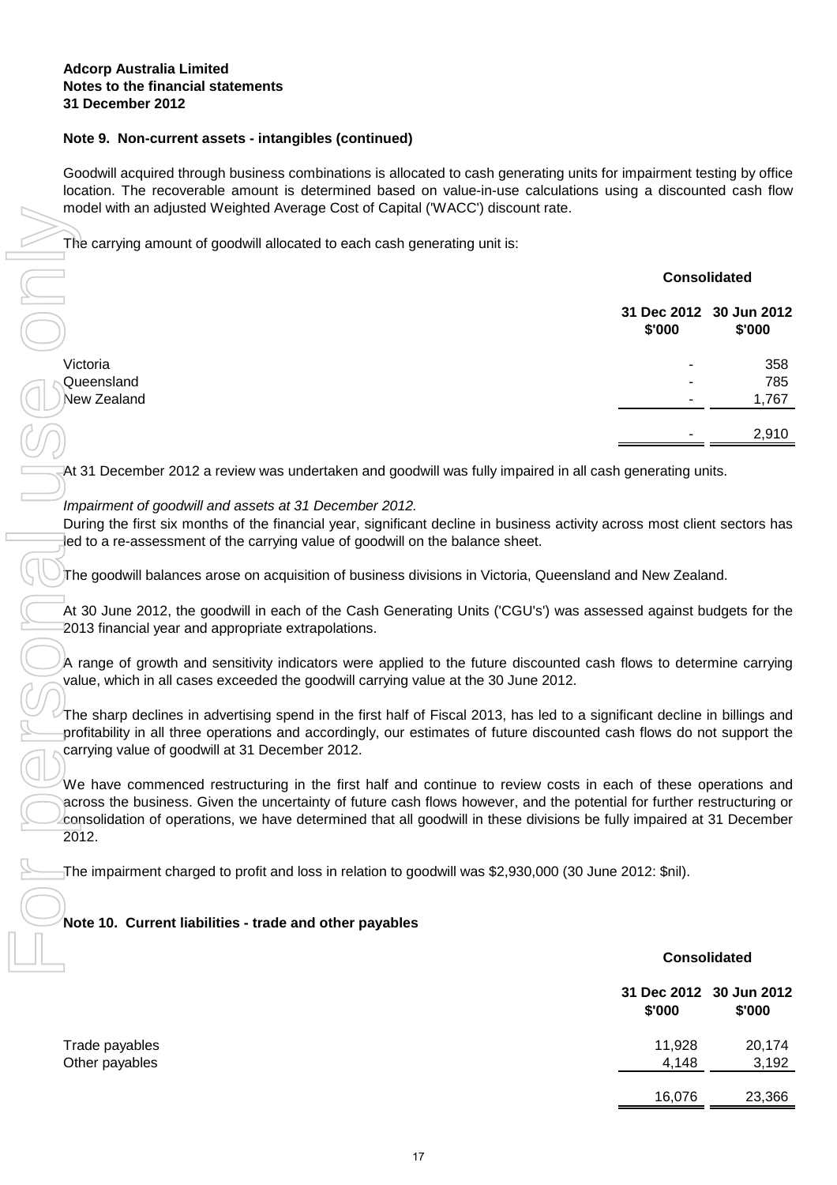Adcorp Australia Limited
Notes to the financial statements
31 December 2012

### Note 9. Non-current assets - intangibles (continued)

Goodwill acquired through business combinations is allocated to cash generating units for impairment testing by office location. The recoverable amount is determined based on value-in-use calculations using a discounted cash flow model with an adjusted Weighted Average Cost of Capital ('WACC') discount rate.

The carrying amount of goodwill allocated to each cash generating unit is:

| | Consolidated | |
|---|---|---|
| | 31 Dec 2012 $'000 | 30 Jun 2012 $'000 |
| Victoria | - | 358 |
| Queensland | - | 785 |
| New Zealand | - | 1,767 |
| | - | 2,910 |

At 31 December 2012 a review was undertaken and goodwill was fully impaired in all cash generating units.

*Impairment of goodwill and assets at 31 December 2012.*
During the first six months of the financial year, significant decline in business activity across most client sectors has led to a re-assessment of the carrying value of goodwill on the balance sheet.

The goodwill balances arose on acquisition of business divisions in Victoria, Queensland and New Zealand.

At 30 June 2012, the goodwill in each of the Cash Generating Units ('CGU's') was assessed against budgets for the 2013 financial year and appropriate extrapolations.

A range of growth and sensitivity indicators were applied to the future discounted cash flows to determine carrying value, which in all cases exceeded the goodwill carrying value at the 30 June 2012.

The sharp declines in advertising spend in the first half of Fiscal 2013, has led to a significant decline in billings and profitability in all three operations and accordingly, our estimates of future discounted cash flows do not support the carrying value of goodwill at 31 December 2012.

We have commenced restructuring in the first half and continue to review costs in each of these operations and across the business. Given the uncertainty of future cash flows however, and the potential for further restructuring or consolidation of operations, we have determined that all goodwill in these divisions be fully impaired at 31 December 2012.

The impairment charged to profit and loss in relation to goodwill was $2,930,000 (30 June 2012: $nil).

### Note 10. Current liabilities - trade and other payables

| | Consolidated | |
|---|---|---|
| | 31 Dec 2012 $'000 | 30 Jun 2012 $'000 |
| Trade payables | 11,928 | 20,174 |
| Other payables | 4,148 | 3,192 |
| | 16,076 | 23,366 |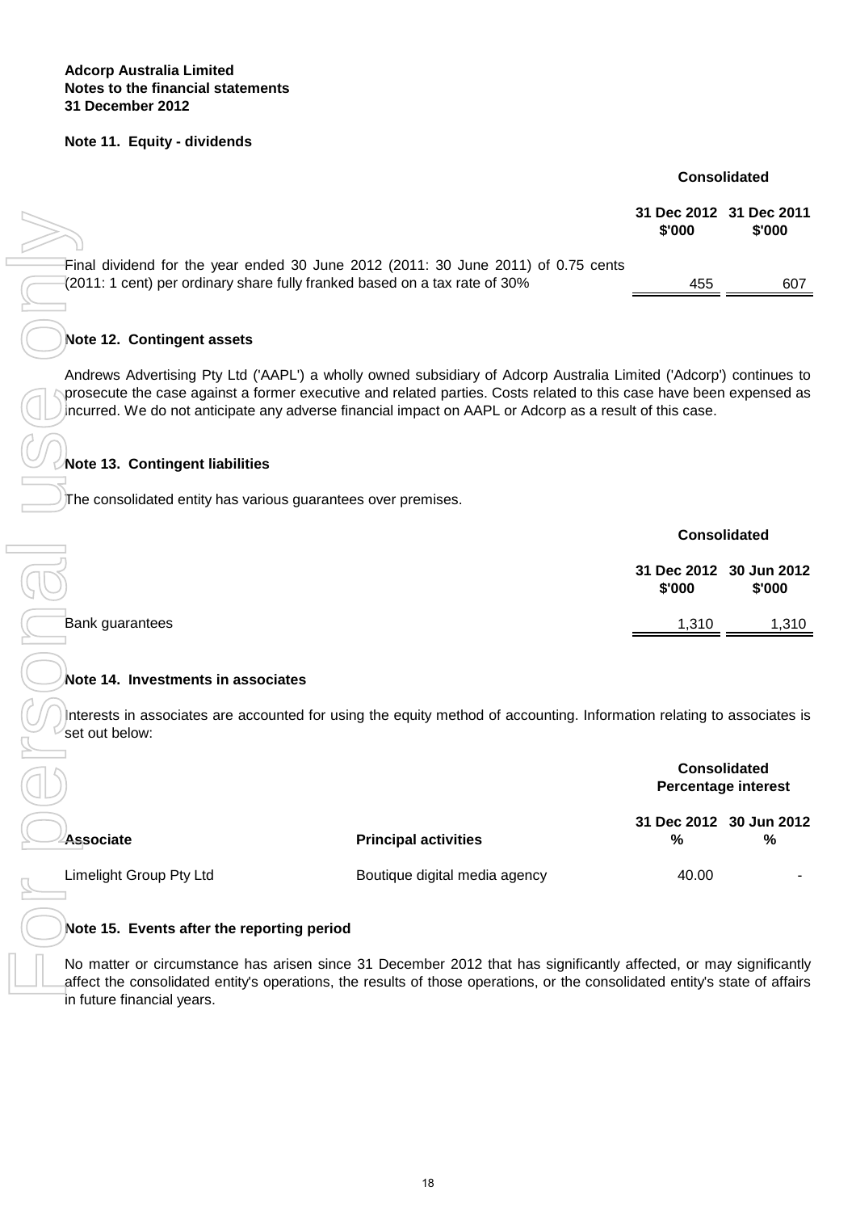**Adcorp Australia Limited**
**Notes to the financial statements**
**31 December 2012**

## Note 11. Equity - dividends

| | Consolidated | |
|---|---|---|
| | 31 Dec 2012 $'000 | 31 Dec 2011 $'000 |
| Final dividend for the year ended 30 June 2012 (2011: 30 June 2011) of 0.75 cents (2011: 1 cent) per ordinary share fully franked based on a tax rate of 30% | 455 | 607 |

## Note 12. Contingent assets

Andrews Advertising Pty Ltd ('AAPL') a wholly owned subsidiary of Adcorp Australia Limited ('Adcorp') continues to prosecute the case against a former executive and related parties. Costs related to this case have been expensed as incurred. We do not anticipate any adverse financial impact on AAPL or Adcorp as a result of this case.

## Note 13. Contingent liabilities

The consolidated entity has various guarantees over premises.

| | Consolidated | |
|---|---|---|
| | 31 Dec 2012 $'000 | 30 Jun 2012 $'000 |
| Bank guarantees | 1,310 | 1,310 |

## Note 14. Investments in associates

Interests in associates are accounted for using the equity method of accounting. Information relating to associates is set out below:

| | | Consolidated Percentage interest | |
|---|---|---|---|
| **Associate** | **Principal activities** | **31 Dec 2012 %** | **30 Jun 2012 %** |
| Limelight Group Pty Ltd | Boutique digital media agency | 40.00 | - |

## Note 15. Events after the reporting period

No matter or circumstance has arisen since 31 December 2012 that has significantly affected, or may significantly affect the consolidated entity's operations, the results of those operations, or the consolidated entity's state of affairs in future financial years.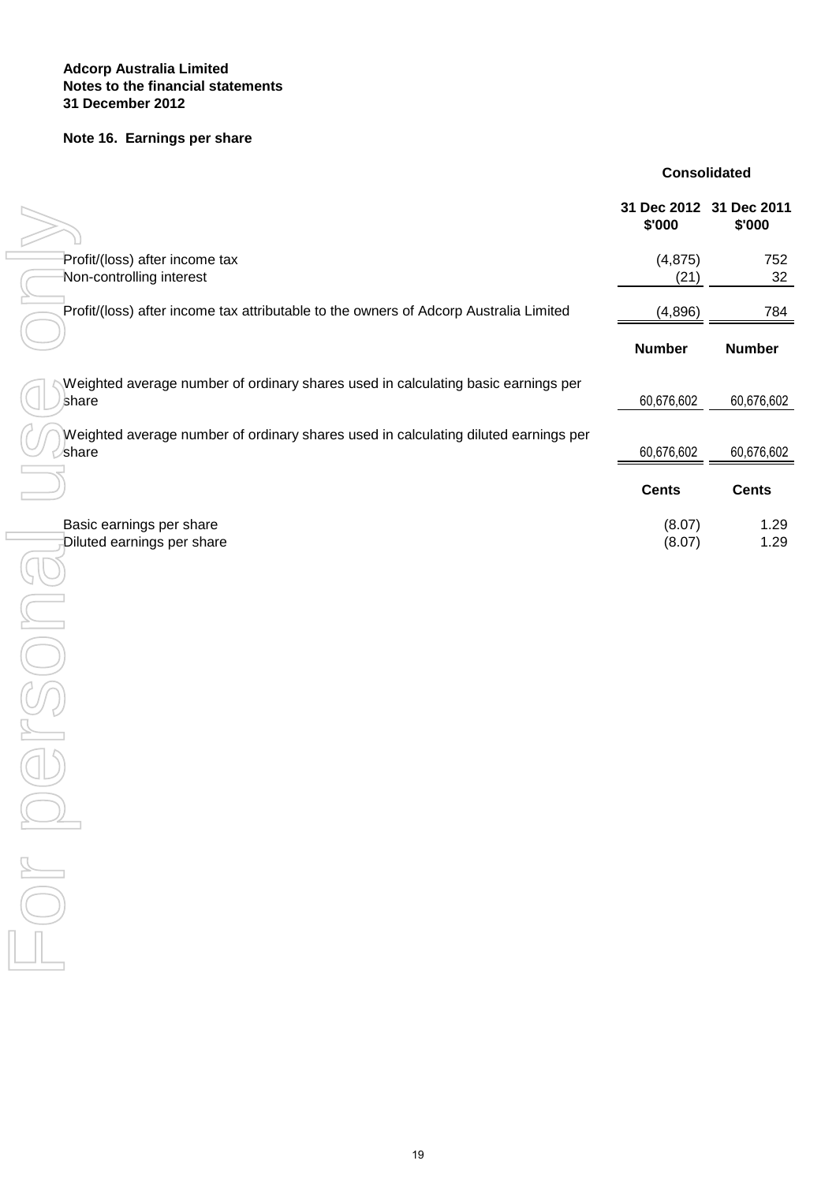**Adcorp Australia Limited**
**Notes to the financial statements**
**31 December 2012**

## Note 16. Earnings per share

| | Consolidated | |
|---|---|---|
| | **31 Dec 2012 \$'000** | **31 Dec 2011 \$'000** |
| Profit/(loss) after income tax | (4,875) | 752 |
| Non-controlling interest | (21) | 32 |
| Profit/(loss) after income tax attributable to the owners of Adcorp Australia Limited | (4,896) | 784 |
| | **Number** | **Number** |
| Weighted average number of ordinary shares used in calculating basic earnings per share | 60,676,602 | 60,676,602 |
| Weighted average number of ordinary shares used in calculating diluted earnings per share | 60,676,602 | 60,676,602 |
| | **Cents** | **Cents** |
| Basic earnings per share | (8.07) | 1.29 |
| Diluted earnings per share | (8.07) | 1.29 |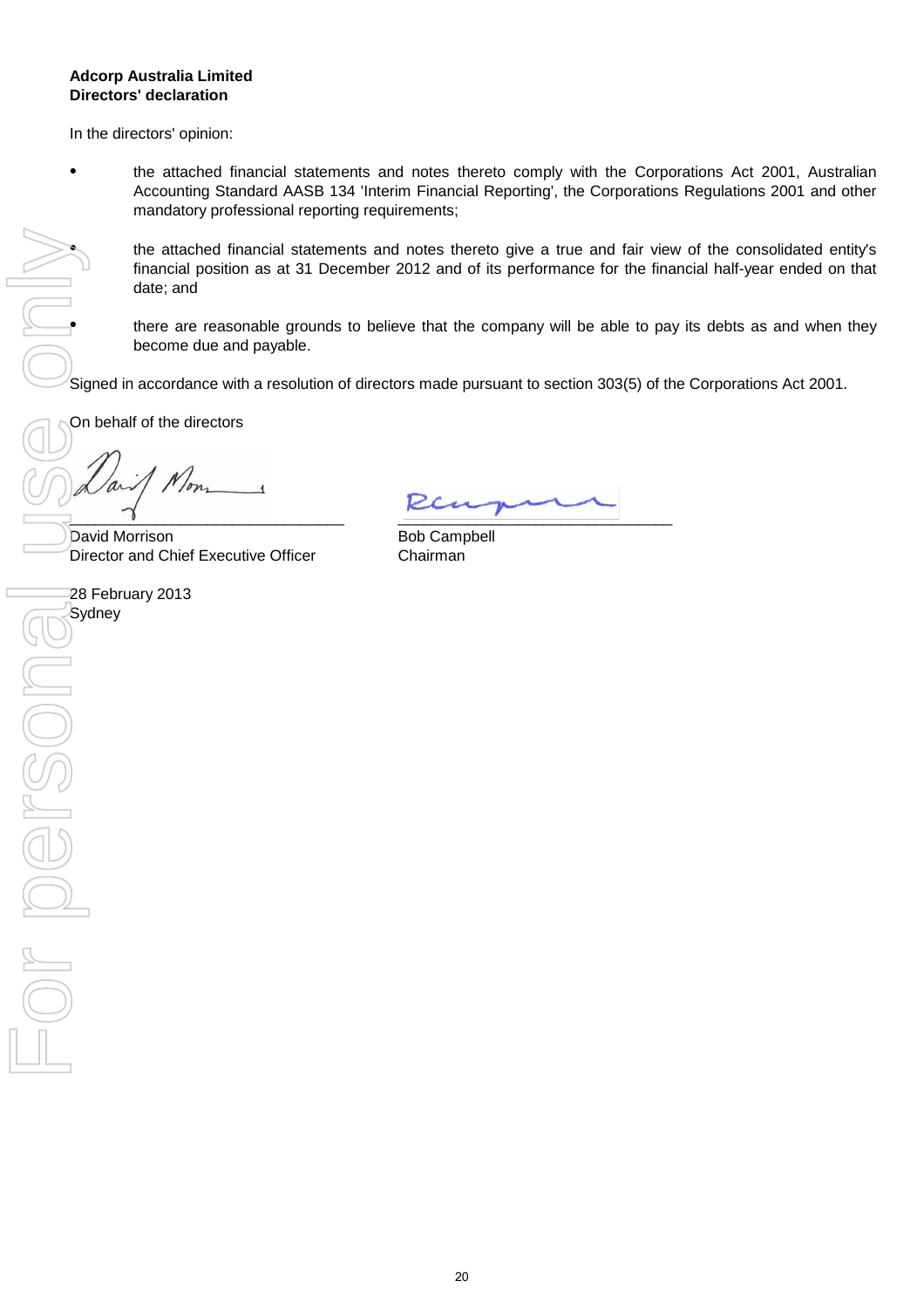**Adcorp Australia Limited**
**Directors' declaration**

In the directors' opinion:

- the attached financial statements and notes thereto comply with the Corporations Act 2001, Australian Accounting Standard AASB 134 'Interim Financial Reporting', the Corporations Regulations 2001 and other mandatory professional reporting requirements;
- the attached financial statements and notes thereto give a true and fair view of the consolidated entity's financial position as at 31 December 2012 and of its performance for the financial half-year ended on that date; and
- there are reasonable grounds to believe that the company will be able to pay its debts as and when they become due and payable.

Signed in accordance with a resolution of directors made pursuant to section 303(5) of the Corporations Act 2001.

On behalf of the directors

| | |
|---|---|
| \_\_\_\_\_\_\_\_\_\_\_\_\_\_\_\_\_\_\_\_\_\_\_\_\_\_\_\_\_\_ | \_\_\_\_\_\_\_\_\_\_\_\_\_\_\_\_\_\_\_\_\_\_\_\_\_\_\_\_\_\_ |
| David Morrison | Bob Campbell |
| Director and Chief Executive Officer | Chairman |

28 February 2013
Sydney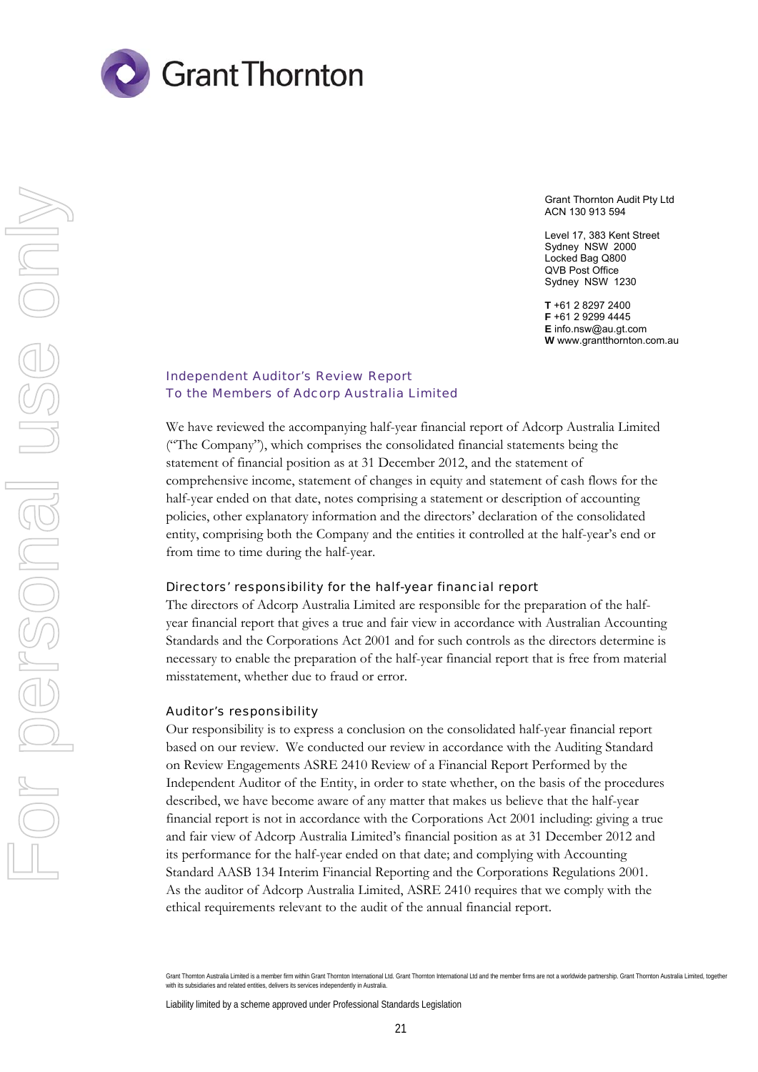Grant Thornton

Grant Thornton Audit Pty Ltd
ACN 130 913 594

Level 17, 383 Kent Street
Sydney NSW 2000
Locked Bag Q800
QVB Post Office
Sydney NSW 1230

**T** +61 2 8297 2400
**F** +61 2 9299 4445
**E** info.nsw@au.gt.com
**W** www.grantthornton.com.au

## Independent Auditor's Review Report
## To the Members of Adcorp Australia Limited

We have reviewed the accompanying half-year financial report of Adcorp Australia Limited ("The Company"), which comprises the consolidated financial statements being the statement of financial position as at 31 December 2012, and the statement of comprehensive income, statement of changes in equity and statement of cash flows for the half-year ended on that date, notes comprising a statement or description of accounting policies, other explanatory information and the directors' declaration of the consolidated entity, comprising both the Company and the entities it controlled at the half-year's end or from time to time during the half-year.

### Directors' responsibility for the half-year financial report

The directors of Adcorp Australia Limited are responsible for the preparation of the half-year financial report that gives a true and fair view in accordance with Australian Accounting Standards and the Corporations Act 2001 and for such controls as the directors determine is necessary to enable the preparation of the half-year financial report that is free from material misstatement, whether due to fraud or error.

### Auditor's responsibility

Our responsibility is to express a conclusion on the consolidated half-year financial report based on our review. We conducted our review in accordance with the Auditing Standard on Review Engagements ASRE 2410 Review of a Financial Report Performed by the Independent Auditor of the Entity, in order to state whether, on the basis of the procedures described, we have become aware of any matter that makes us believe that the half-year financial report is not in accordance with the Corporations Act 2001 including: giving a true and fair view of Adcorp Australia Limited's financial position as at 31 December 2012 and its performance for the half-year ended on that date; and complying with Accounting Standard AASB 134 Interim Financial Reporting and the Corporations Regulations 2001. As the auditor of Adcorp Australia Limited, ASRE 2410 requires that we comply with the ethical requirements relevant to the audit of the annual financial report.

Grant Thornton Australia Limited is a member firm within Grant Thornton International Ltd. Grant Thornton International Ltd and the member firms are not a worldwide partnership. Grant Thornton Australia Limited, together with its subsidiaries and related entities, delivers its services independently in Australia.

Liability limited by a scheme approved under Professional Standards Legislation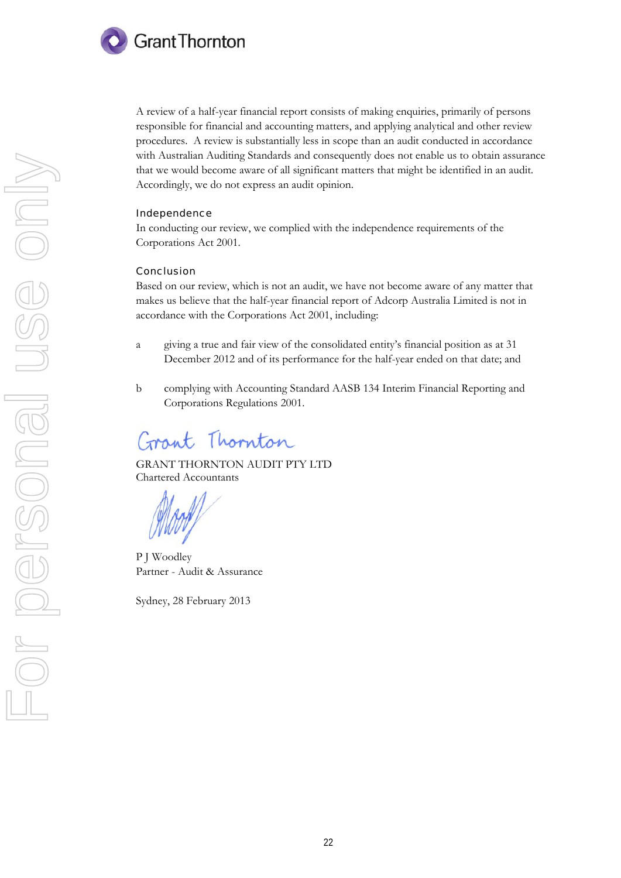A review of a half-year financial report consists of making enquiries, primarily of persons responsible for financial and accounting matters, and applying analytical and other review procedures. A review is substantially less in scope than an audit conducted in accordance with Australian Auditing Standards and consequently does not enable us to obtain assurance that we would become aware of all significant matters that might be identified in an audit. Accordingly, we do not express an audit opinion.

### Independence

In conducting our review, we complied with the independence requirements of the Corporations Act 2001.

### Conclusion

Based on our review, which is not an audit, we have not become aware of any matter that makes us believe that the half-year financial report of Adcorp Australia Limited is not in accordance with the Corporations Act 2001, including:

a giving a true and fair view of the consolidated entity's financial position as at 31 December 2012 and of its performance for the half-year ended on that date; and

b complying with Accounting Standard AASB 134 Interim Financial Reporting and Corporations Regulations 2001.

Grant Thornton

GRANT THORNTON AUDIT PTY LTD
Chartered Accountants

P J Woodley
Partner - Audit & Assurance

Sydney, 28 February 2013